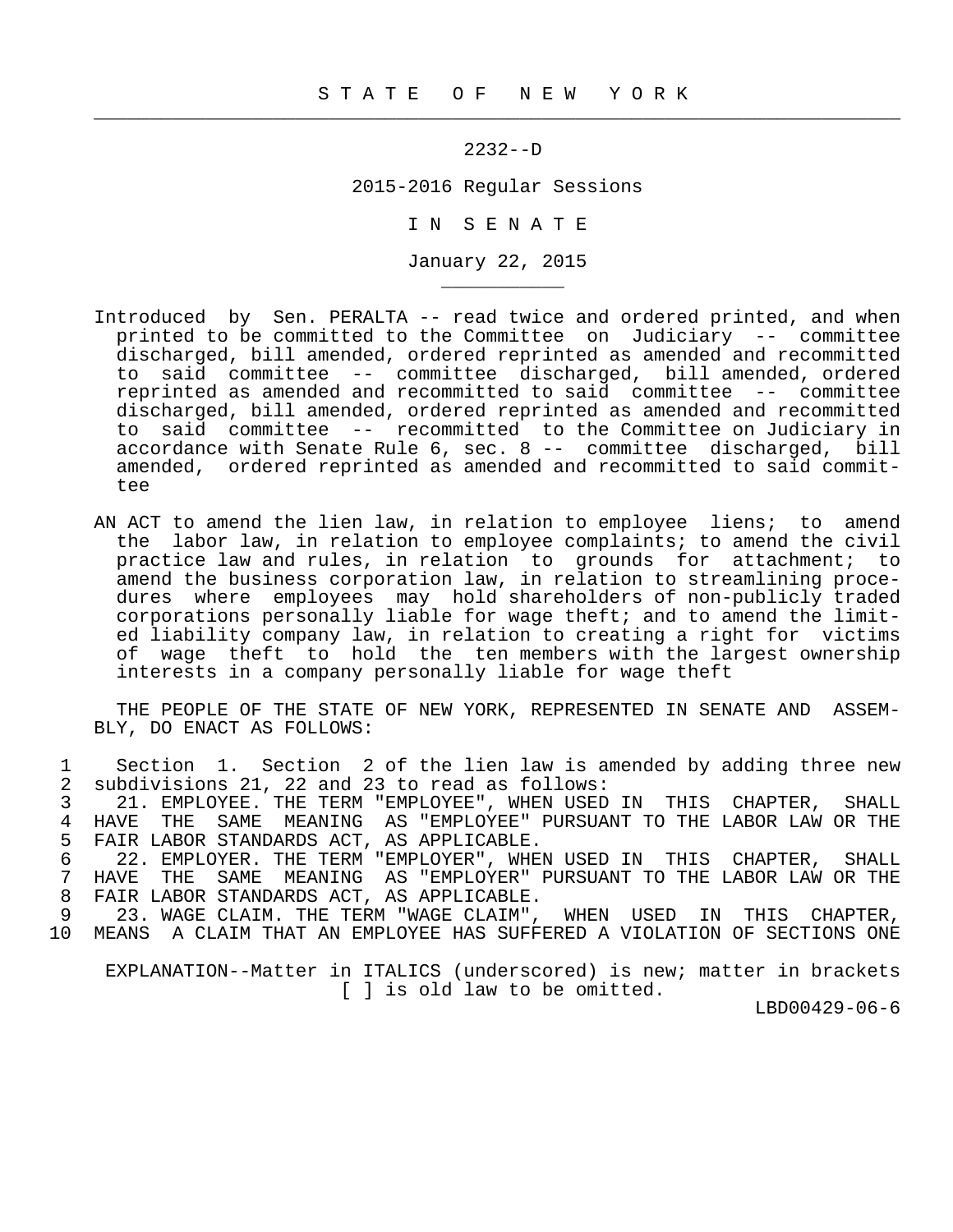# S T A T E O F N E W Y O R K

2232--D

2015-2016 Regular Sessions

I N S E N A T E

January 22, 2015

Introduced by Sen. PERALTA -- read twice and ordered printed, and when printed to be committed to the Committee on Judiciary -- committee discharged, bill amended, ordered reprinted as amended and recommitted to said committee -- committee discharged, bill amended, ordered reprinted as amended and recommitted to said committee -- committee discharged, bill amended, ordered reprinted as amended and recommitted to said committee -- recommitted to the Committee on Judiciary in accordance with Senate Rule 6, sec. 8 -- committee discharged, bill amended, ordered reprinted as amended and recommitted to said committee

AN ACT to amend the lien law, in relation to employee liens; to amend the labor law, in relation to employee complaints; to amend the civil practice law and rules, in relation to grounds for attachment; to amend the business corporation law, in relation to streamlining procedures where employees may hold shareholders of non-publicly traded corporations personally liable for wage theft; and to amend the limited liability company law, in relation to creating a right for victims of wage theft to hold the ten members with the largest ownership interests in a company personally liable for wage theft

THE PEOPLE OF THE STATE OF NEW YORK, REPRESENTED IN SENATE AND ASSEMBLY, DO ENACT AS FOLLOWS:

1 Section 1. Section 2 of the lien law is amended by adding three new
2 subdivisions 21, 22 and 23 to read as follows:
3 21. EMPLOYEE. THE TERM "EMPLOYEE", WHEN USED IN THIS CHAPTER, SHALL
4 HAVE THE SAME MEANING AS "EMPLOYEE" PURSUANT TO THE LABOR LAW OR THE
5 FAIR LABOR STANDARDS ACT, AS APPLICABLE.
6 22. EMPLOYER. THE TERM "EMPLOYER", WHEN USED IN THIS CHAPTER, SHALL
7 HAVE THE SAME MEANING AS "EMPLOYER" PURSUANT TO THE LABOR LAW OR THE
8 FAIR LABOR STANDARDS ACT, AS APPLICABLE.
9 23. WAGE CLAIM. THE TERM "WAGE CLAIM", WHEN USED IN THIS CHAPTER,
10 MEANS A CLAIM THAT AN EMPLOYEE HAS SUFFERED A VIOLATION OF SECTIONS ONE

EXPLANATION--Matter in ITALICS (underscored) is new; matter in brackets [ ] is old law to be omitted.

LBD00429-06-6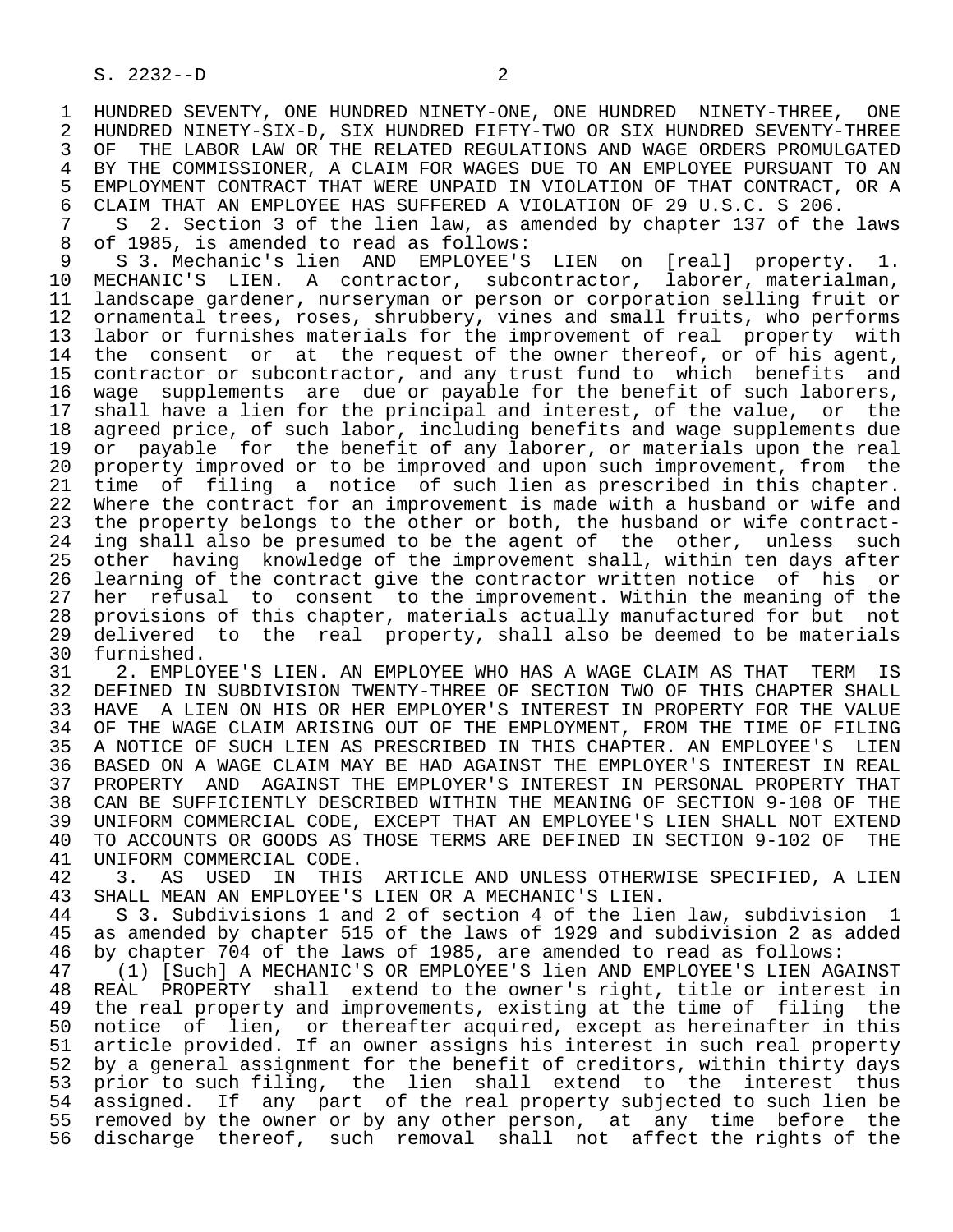HUNDRED SEVENTY, ONE HUNDRED NINETY-ONE, ONE HUNDRED NINETY-THREE, ONE HUNDRED NINETY-SIX-D, SIX HUNDRED FIFTY-TWO OR SIX HUNDRED SEVENTY-THREE OF THE LABOR LAW OR THE RELATED REGULATIONS AND WAGE ORDERS PROMULGATED BY THE COMMISSIONER, A CLAIM FOR WAGES DUE TO AN EMPLOYEE PURSUANT TO AN EMPLOYMENT CONTRACT THAT WERE UNPAID IN VIOLATION OF THAT CONTRACT, OR A CLAIM THAT AN EMPLOYEE HAS SUFFERED A VIOLATION OF 29 U.S.C. S 206.

S 2. Section 3 of the lien law, as amended by chapter 137 of the laws of 1985, is amended to read as follows:

S 3. Mechanic's lien AND EMPLOYEE'S LIEN on [real] property. 1. MECHANIC'S LIEN. A contractor, subcontractor, laborer, materialman, landscape gardener, nurseryman or person or corporation selling fruit or ornamental trees, roses, shrubbery, vines and small fruits, who performs labor or furnishes materials for the improvement of real property with the consent or at the request of the owner thereof, or of his agent, contractor or subcontractor, and any trust fund to which benefits and wage supplements are due or payable for the benefit of such laborers, shall have a lien for the principal and interest, of the value, or the agreed price, of such labor, including benefits and wage supplements due or payable for the benefit of any laborer, or materials upon the real property improved or to be improved and upon such improvement, from the time of filing a notice of such lien as prescribed in this chapter. Where the contract for an improvement is made with a husband or wife and the property belongs to the other or both, the husband or wife contracting shall also be presumed to be the agent of the other, unless such other having knowledge of the improvement shall, within ten days after learning of the contract give the contractor written notice of his or her refusal to consent to the improvement. Within the meaning of the provisions of this chapter, materials actually manufactured for but not delivered to the real property, shall also be deemed to be materials furnished.

2. EMPLOYEE'S LIEN. AN EMPLOYEE WHO HAS A WAGE CLAIM AS THAT TERM IS DEFINED IN SUBDIVISION TWENTY-THREE OF SECTION TWO OF THIS CHAPTER SHALL HAVE A LIEN ON HIS OR HER EMPLOYER'S INTEREST IN PROPERTY FOR THE VALUE OF THE WAGE CLAIM ARISING OUT OF THE EMPLOYMENT, FROM THE TIME OF FILING A NOTICE OF SUCH LIEN AS PRESCRIBED IN THIS CHAPTER. AN EMPLOYEE'S LIEN BASED ON A WAGE CLAIM MAY BE HAD AGAINST THE EMPLOYER'S INTEREST IN REAL PROPERTY AND AGAINST THE EMPLOYER'S INTEREST IN PERSONAL PROPERTY THAT CAN BE SUFFICIENTLY DESCRIBED WITHIN THE MEANING OF SECTION 9-108 OF THE UNIFORM COMMERCIAL CODE, EXCEPT THAT AN EMPLOYEE'S LIEN SHALL NOT EXTEND TO ACCOUNTS OR GOODS AS THOSE TERMS ARE DEFINED IN SECTION 9-102 OF THE UNIFORM COMMERCIAL CODE.

3. AS USED IN THIS ARTICLE AND UNLESS OTHERWISE SPECIFIED, A LIEN SHALL MEAN AN EMPLOYEE'S LIEN OR A MECHANIC'S LIEN.

S 3. Subdivisions 1 and 2 of section 4 of the lien law, subdivision 1 as amended by chapter 515 of the laws of 1929 and subdivision 2 as added by chapter 704 of the laws of 1985, are amended to read as follows:

(1) [Such] A MECHANIC'S OR EMPLOYEE'S lien AND EMPLOYEE'S LIEN AGAINST REAL PROPERTY shall extend to the owner's right, title or interest in the real property and improvements, existing at the time of filing the notice of lien, or thereafter acquired, except as hereinafter in this article provided. If an owner assigns his interest in such real property by a general assignment for the benefit of creditors, within thirty days prior to such filing, the lien shall extend to the interest thus assigned. If any part of the real property subjected to such lien be removed by the owner or by any other person, at any time before the discharge thereof, such removal shall not affect the rights of the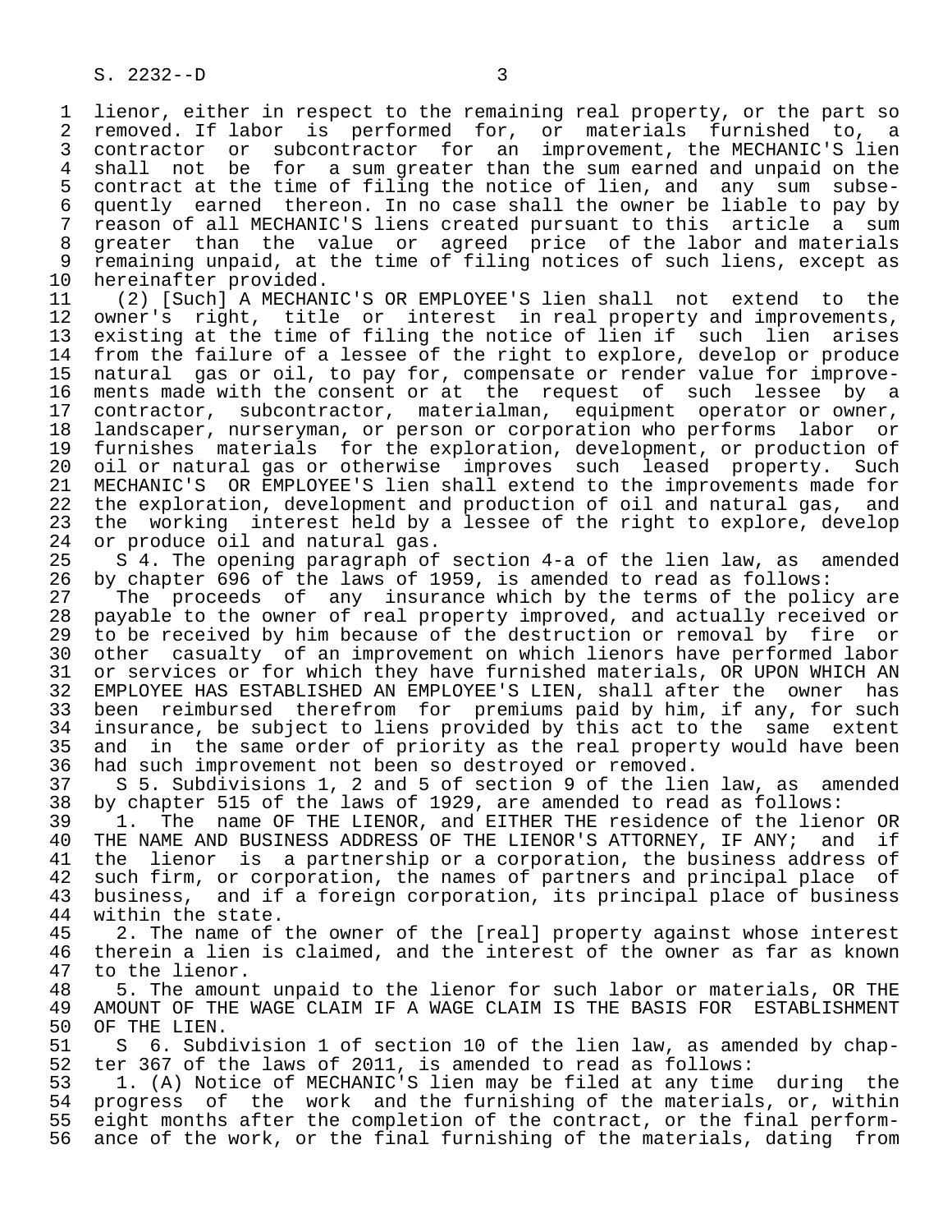lienor, either in respect to the remaining real property, or the part so removed. If labor is performed for, or materials furnished to, a contractor or subcontractor for an improvement, the MECHANIC'S lien shall not be for a sum greater than the sum earned and unpaid on the contract at the time of filing the notice of lien, and any sum subsequently earned thereon. In no case shall the owner be liable to pay by reason of all MECHANIC'S liens created pursuant to this article a sum greater than the value or agreed price of the labor and materials remaining unpaid, at the time of filing notices of such liens, except as hereinafter provided.

(2) [Such] A MECHANIC'S OR EMPLOYEE'S lien shall not extend to the owner's right, title or interest in real property and improvements, existing at the time of filing the notice of lien if such lien arises from the failure of a lessee of the right to explore, develop or produce natural gas or oil, to pay for, compensate or render value for improvements made with the consent or at the request of such lessee by a contractor, subcontractor, materialman, equipment operator or owner, landscaper, nurseryman, or person or corporation who performs labor or furnishes materials for the exploration, development, or production of oil or natural gas or otherwise improves such leased property. Such MECHANIC'S OR EMPLOYEE'S lien shall extend to the improvements made for the exploration, development and production of oil and natural gas, and the working interest held by a lessee of the right to explore, develop or produce oil and natural gas.

S 4. The opening paragraph of section 4-a of the lien law, as amended by chapter 696 of the laws of 1959, is amended to read as follows:

The proceeds of any insurance which by the terms of the policy are payable to the owner of real property improved, and actually received or to be received by him because of the destruction or removal by fire or other casualty of an improvement on which lienors have performed labor or services or for which they have furnished materials, OR UPON WHICH AN EMPLOYEE HAS ESTABLISHED AN EMPLOYEE'S LIEN, shall after the owner has been reimbursed therefrom for premiums paid by him, if any, for such insurance, be subject to liens provided by this act to the same extent and in the same order of priority as the real property would have been had such improvement not been so destroyed or removed.

S 5. Subdivisions 1, 2 and 5 of section 9 of the lien law, as amended by chapter 515 of the laws of 1929, are amended to read as follows:

1. The name OF THE LIENOR, and EITHER THE residence of the lienor OR THE NAME AND BUSINESS ADDRESS OF THE LIENOR'S ATTORNEY, IF ANY; and if the lienor is a partnership or a corporation, the business address of such firm, or corporation, the names of partners and principal place of business, and if a foreign corporation, its principal place of business within the state.

2. The name of the owner of the [real] property against whose interest therein a lien is claimed, and the interest of the owner as far as known to the lienor.

5. The amount unpaid to the lienor for such labor or materials, OR THE AMOUNT OF THE WAGE CLAIM IF A WAGE CLAIM IS THE BASIS FOR ESTABLISHMENT OF THE LIEN.

S 6. Subdivision 1 of section 10 of the lien law, as amended by chapter 367 of the laws of 2011, is amended to read as follows:

1. (A) Notice of MECHANIC'S lien may be filed at any time during the progress of the work and the furnishing of the materials, or, within eight months after the completion of the contract, or the final performance of the work, or the final furnishing of the materials, dating from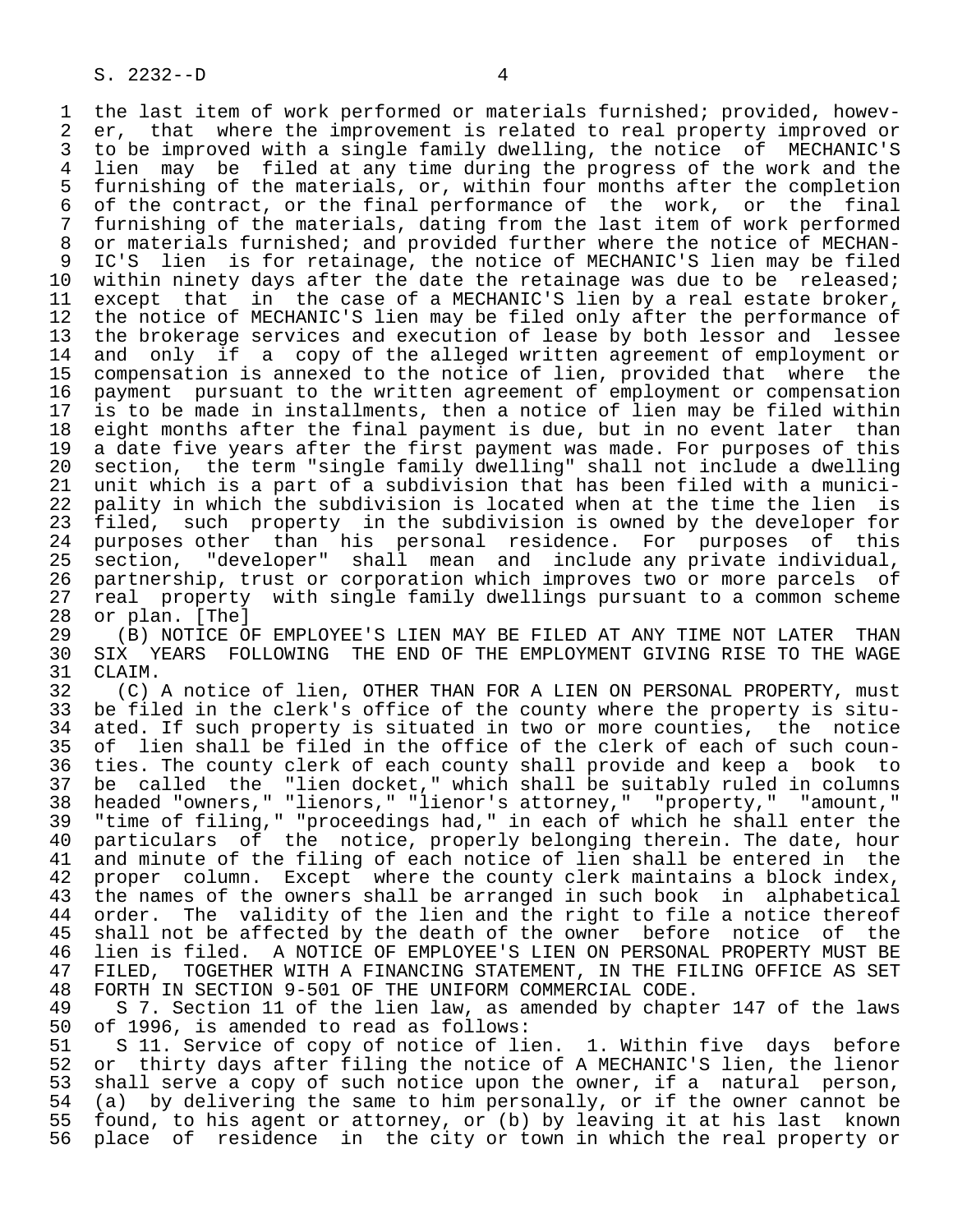the last item of work performed or materials furnished; provided, however, that where the improvement is related to real property improved or to be improved with a single family dwelling, the notice of MECHANIC'S lien may be filed at any time during the progress of the work and the furnishing of the materials, or, within four months after the completion of the contract, or the final performance of the work, or the final furnishing of the materials, dating from the last item of work performed or materials furnished; and provided further where the notice of MECHANIC'S lien is for retainage, the notice of MECHANIC'S lien may be filed within ninety days after the date the retainage was due to be released; except that in the case of a MECHANIC'S lien by a real estate broker, the notice of MECHANIC'S lien may be filed only after the performance of the brokerage services and execution of lease by both lessor and lessee and only if a copy of the alleged written agreement of employment or compensation is annexed to the notice of lien, provided that where the payment pursuant to the written agreement of employment or compensation is to be made in installments, then a notice of lien may be filed within eight months after the final payment is due, but in no event later than a date five years after the first payment was made. For purposes of this section, the term "single family dwelling" shall not include a dwelling unit which is a part of a subdivision that has been filed with a municipality in which the subdivision is located when at the time the lien is filed, such property in the subdivision is owned by the developer for purposes other than his personal residence. For purposes of this section, "developer" shall mean and include any private individual, partnership, trust or corporation which improves two or more parcels of real property with single family dwellings pursuant to a common scheme or plan. [The]

(B) NOTICE OF EMPLOYEE'S LIEN MAY BE FILED AT ANY TIME NOT LATER THAN SIX YEARS FOLLOWING THE END OF THE EMPLOYMENT GIVING RISE TO THE WAGE CLAIM.

(C) A notice of lien, OTHER THAN FOR A LIEN ON PERSONAL PROPERTY, must be filed in the clerk's office of the county where the property is situated. If such property is situated in two or more counties, the notice of lien shall be filed in the office of the clerk of each of such counties. The county clerk of each county shall provide and keep a book to be called the "lien docket," which shall be suitably ruled in columns headed "owners," "lienors," "lienor's attorney," "property," "amount," "time of filing," "proceedings had," in each of which he shall enter the particulars of the notice, properly belonging therein. The date, hour and minute of the filing of each notice of lien shall be entered in the proper column. Except where the county clerk maintains a block index, the names of the owners shall be arranged in such book in alphabetical order. The validity of the lien and the right to file a notice thereof shall not be affected by the death of the owner before notice of the lien is filed. A NOTICE OF EMPLOYEE'S LIEN ON PERSONAL PROPERTY MUST BE FILED, TOGETHER WITH A FINANCING STATEMENT, IN THE FILING OFFICE AS SET FORTH IN SECTION 9-501 OF THE UNIFORM COMMERCIAL CODE.

S 7. Section 11 of the lien law, as amended by chapter 147 of the laws of 1996, is amended to read as follows:

S 11. Service of copy of notice of lien. 1. Within five days before or thirty days after filing the notice of A MECHANIC'S lien, the lienor shall serve a copy of such notice upon the owner, if a natural person, (a) by delivering the same to him personally, or if the owner cannot be found, to his agent or attorney, or (b) by leaving it at his last known place of residence in the city or town in which the real property or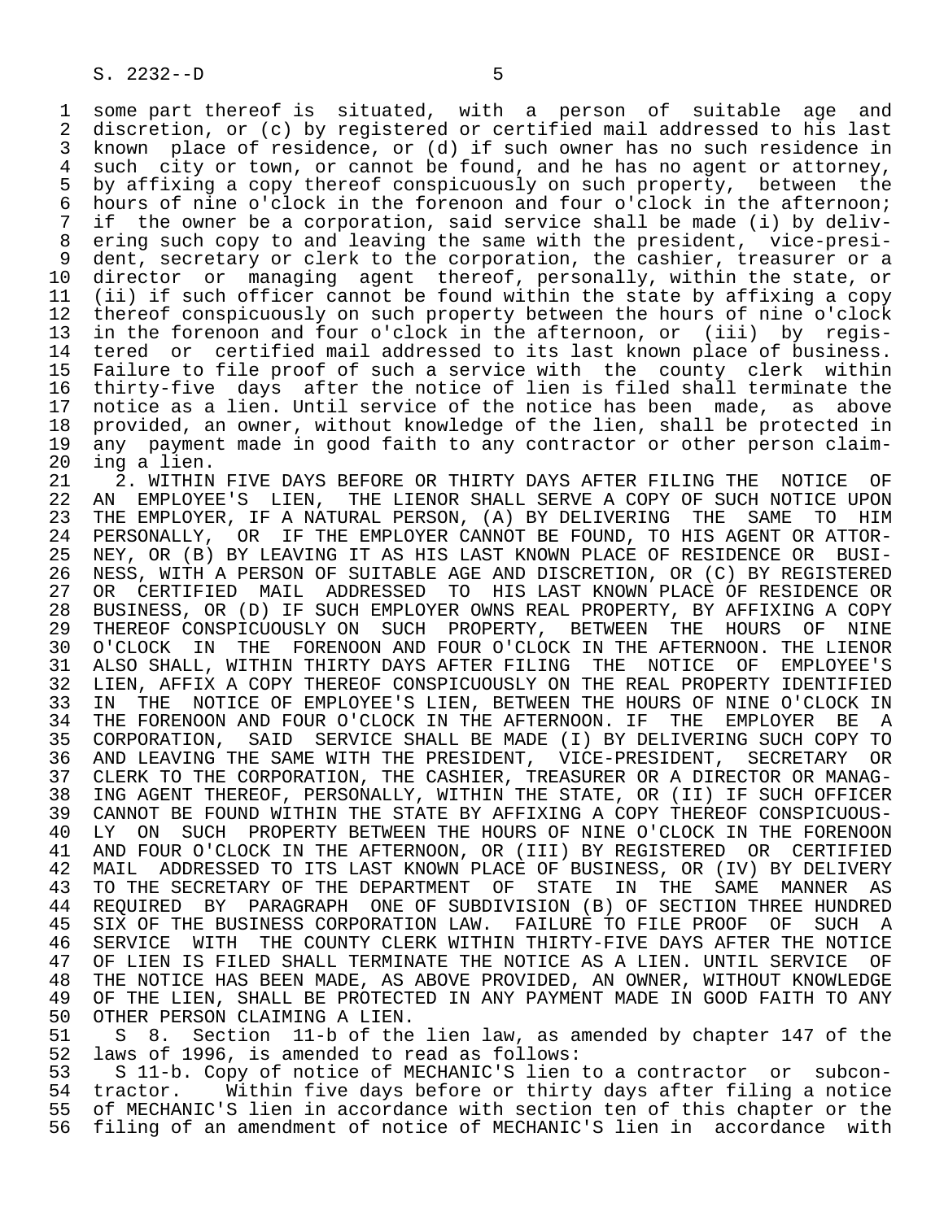some part thereof is situated, with a person of suitable age and discretion, or (c) by registered or certified mail addressed to his last known place of residence, or (d) if such owner has no such residence in such city or town, or cannot be found, and he has no agent or attorney, by affixing a copy thereof conspicuously on such property, between the hours of nine o'clock in the forenoon and four o'clock in the afternoon; if the owner be a corporation, said service shall be made (i) by delivering such copy to and leaving the same with the president, vice-president, secretary or clerk to the corporation, the cashier, treasurer or a director or managing agent thereof, personally, within the state, or (ii) if such officer cannot be found within the state by affixing a copy thereof conspicuously on such property between the hours of nine o'clock in the forenoon and four o'clock in the afternoon, or (iii) by registered or certified mail addressed to its last known place of business. Failure to file proof of such a service with the county clerk within thirty-five days after the notice of lien is filed shall terminate the notice as a lien. Until service of the notice has been made, as above provided, an owner, without knowledge of the lien, shall be protected in any payment made in good faith to any contractor or other person claiming a lien.

2. WITHIN FIVE DAYS BEFORE OR THIRTY DAYS AFTER FILING THE NOTICE OF AN EMPLOYEE'S LIEN, THE LIENOR SHALL SERVE A COPY OF SUCH NOTICE UPON THE EMPLOYER, IF A NATURAL PERSON, (A) BY DELIVERING THE SAME TO HIM PERSONALLY, OR IF THE EMPLOYER CANNOT BE FOUND, TO HIS AGENT OR ATTORNEY, OR (B) BY LEAVING IT AS HIS LAST KNOWN PLACE OF RESIDENCE OR BUSINESS, WITH A PERSON OF SUITABLE AGE AND DISCRETION, OR (C) BY REGISTERED OR CERTIFIED MAIL ADDRESSED TO HIS LAST KNOWN PLACE OF RESIDENCE OR BUSINESS, OR (D) IF SUCH EMPLOYER OWNS REAL PROPERTY, BY AFFIXING A COPY THEREOF CONSPICUOUSLY ON SUCH PROPERTY, BETWEEN THE HOURS OF NINE O'CLOCK IN THE FORENOON AND FOUR O'CLOCK IN THE AFTERNOON. THE LIENOR ALSO SHALL, WITHIN THIRTY DAYS AFTER FILING THE NOTICE OF EMPLOYEE'S LIEN, AFFIX A COPY THEREOF CONSPICUOUSLY ON THE REAL PROPERTY IDENTIFIED IN THE NOTICE OF EMPLOYEE'S LIEN, BETWEEN THE HOURS OF NINE O'CLOCK IN THE FORENOON AND FOUR O'CLOCK IN THE AFTERNOON. IF THE EMPLOYER BE A CORPORATION, SAID SERVICE SHALL BE MADE (I) BY DELIVERING SUCH COPY TO AND LEAVING THE SAME WITH THE PRESIDENT, VICE-PRESIDENT, SECRETARY OR CLERK TO THE CORPORATION, THE CASHIER, TREASURER OR A DIRECTOR OR MANAGING AGENT THEREOF, PERSONALLY, WITHIN THE STATE, OR (II) IF SUCH OFFICER CANNOT BE FOUND WITHIN THE STATE BY AFFIXING A COPY THEREOF CONSPICUOUSLY ON SUCH PROPERTY BETWEEN THE HOURS OF NINE O'CLOCK IN THE FORENOON AND FOUR O'CLOCK IN THE AFTERNOON, OR (III) BY REGISTERED OR CERTIFIED MAIL ADDRESSED TO ITS LAST KNOWN PLACE OF BUSINESS, OR (IV) BY DELIVERY TO THE SECRETARY OF THE DEPARTMENT OF STATE IN THE SAME MANNER AS REQUIRED BY PARAGRAPH ONE OF SUBDIVISION (B) OF SECTION THREE HUNDRED SIX OF THE BUSINESS CORPORATION LAW. FAILURE TO FILE PROOF OF SUCH A SERVICE WITH THE COUNTY CLERK WITHIN THIRTY-FIVE DAYS AFTER THE NOTICE OF LIEN IS FILED SHALL TERMINATE THE NOTICE AS A LIEN. UNTIL SERVICE OF THE NOTICE HAS BEEN MADE, AS ABOVE PROVIDED, AN OWNER, WITHOUT KNOWLEDGE OF THE LIEN, SHALL BE PROTECTED IN ANY PAYMENT MADE IN GOOD FAITH TO ANY OTHER PERSON CLAIMING A LIEN.

S 8. Section 11-b of the lien law, as amended by chapter 147 of the laws of 1996, is amended to read as follows:

S 11-b. Copy of notice of MECHANIC'S lien to a contractor or subcontractor. Within five days before or thirty days after filing a notice of MECHANIC'S lien in accordance with section ten of this chapter or the filing of an amendment of notice of MECHANIC'S lien in accordance with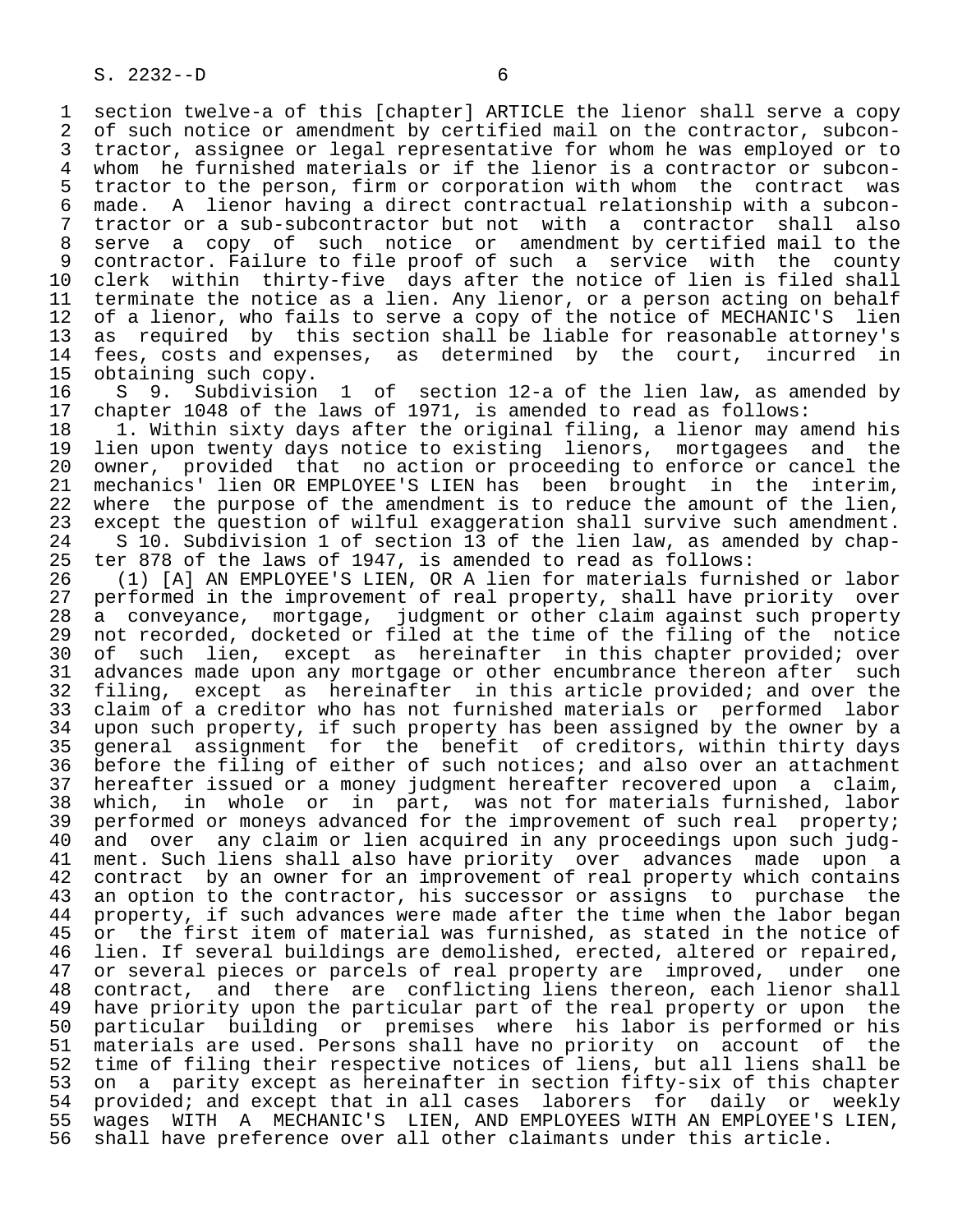section twelve-a of this [chapter] ARTICLE the lienor shall serve a copy of such notice or amendment by certified mail on the contractor, subcontractor, assignee or legal representative for whom he was employed or to whom he furnished materials or if the lienor is a contractor or subcontractor to the person, firm or corporation with whom the contract was made. A lienor having a direct contractual relationship with a subcontractor or a sub-subcontractor but not with a contractor shall also serve a copy of such notice or amendment by certified mail to the contractor. Failure to file proof of such a service with the county clerk within thirty-five days after the notice of lien is filed shall terminate the notice as a lien. Any lienor, or a person acting on behalf of a lienor, who fails to serve a copy of the notice of MECHANIC'S lien as required by this section shall be liable for reasonable attorney's fees, costs and expenses, as determined by the court, incurred in obtaining such copy.

S 9. Subdivision 1 of section 12-a of the lien law, as amended by chapter 1048 of the laws of 1971, is amended to read as follows:

1. Within sixty days after the original filing, a lienor may amend his lien upon twenty days notice to existing lienors, mortgagees and the owner, provided that no action or proceeding to enforce or cancel the mechanics' lien OR EMPLOYEE'S LIEN has been brought in the interim, where the purpose of the amendment is to reduce the amount of the lien, except the question of wilful exaggeration shall survive such amendment.

S 10. Subdivision 1 of section 13 of the lien law, as amended by chapter 878 of the laws of 1947, is amended to read as follows:

(1) [A] AN EMPLOYEE'S LIEN, OR A lien for materials furnished or labor performed in the improvement of real property, shall have priority over a conveyance, mortgage, judgment or other claim against such property not recorded, docketed or filed at the time of the filing of the notice of such lien, except as hereinafter in this chapter provided; over advances made upon any mortgage or other encumbrance thereon after such filing, except as hereinafter in this article provided; and over the claim of a creditor who has not furnished materials or performed labor upon such property, if such property has been assigned by the owner by a general assignment for the benefit of creditors, within thirty days before the filing of either of such notices; and also over an attachment hereafter issued or a money judgment hereafter recovered upon a claim, which, in whole or in part, was not for materials furnished, labor performed or moneys advanced for the improvement of such real property; and over any claim or lien acquired in any proceedings upon such judgment. Such liens shall also have priority over advances made upon a contract by an owner for an improvement of real property which contains an option to the contractor, his successor or assigns to purchase the property, if such advances were made after the time when the labor began or the first item of material was furnished, as stated in the notice of lien. If several buildings are demolished, erected, altered or repaired, or several pieces or parcels of real property are improved, under one contract, and there are conflicting liens thereon, each lienor shall have priority upon the particular part of the real property or upon the particular building or premises where his labor is performed or his materials are used. Persons shall have no priority on account of the time of filing their respective notices of liens, but all liens shall be on a parity except as hereinafter in section fifty-six of this chapter provided; and except that in all cases laborers for daily or weekly wages WITH A MECHANIC'S LIEN, AND EMPLOYEES WITH AN EMPLOYEE'S LIEN, shall have preference over all other claimants under this article.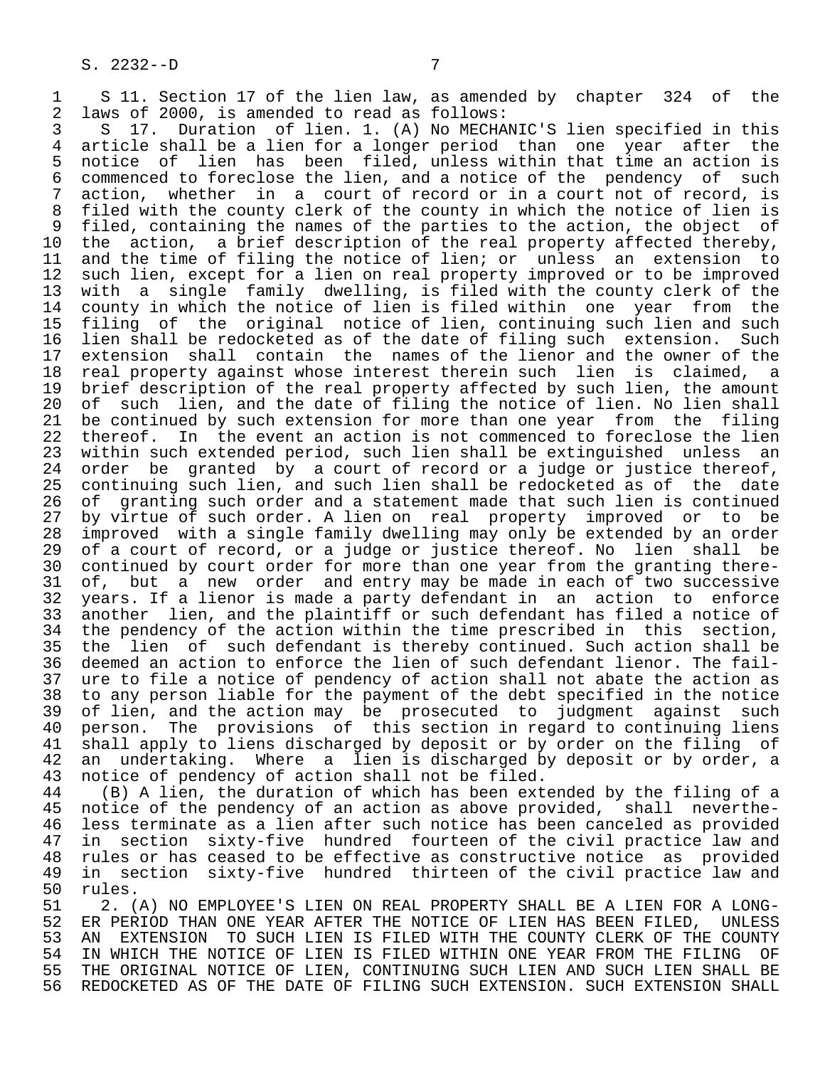S 11. Section 17 of the lien law, as amended by chapter 324 of the laws of 2000, is amended to read as follows:

S 17. Duration of lien. 1. (A) No MECHANIC'S lien specified in this article shall be a lien for a longer period than one year after the notice of lien has been filed, unless within that time an action is commenced to foreclose the lien, and a notice of the pendency of such action, whether in a court of record or in a court not of record, is filed with the county clerk of the county in which the notice of lien is filed, containing the names of the parties to the action, the object of the action, a brief description of the real property affected thereby, and the time of filing the notice of lien; or unless an extension to such lien, except for a lien on real property improved or to be improved with a single family dwelling, is filed with the county clerk of the county in which the notice of lien is filed within one year from the filing of the original notice of lien, continuing such lien and such lien shall be redocketed as of the date of filing such extension. Such extension shall contain the names of the lienor and the owner of the real property against whose interest therein such lien is claimed, a brief description of the real property affected by such lien, the amount of such lien, and the date of filing the notice of lien. No lien shall be continued by such extension for more than one year from the filing thereof. In the event an action is not commenced to foreclose the lien within such extended period, such lien shall be extinguished unless an order be granted by a court of record or a judge or justice thereof, continuing such lien, and such lien shall be redocketed as of the date of granting such order and a statement made that such lien is continued by virtue of such order. A lien on real property improved or to be improved with a single family dwelling may only be extended by an order of a court of record, or a judge or justice thereof. No lien shall be continued by court order for more than one year from the granting thereof, but a new order and entry may be made in each of two successive years. If a lienor is made a party defendant in an action to enforce another lien, and the plaintiff or such defendant has filed a notice of the pendency of the action within the time prescribed in this section, the lien of such defendant is thereby continued. Such action shall be deemed an action to enforce the lien of such defendant lienor. The failure to file a notice of pendency of action shall not abate the action as to any person liable for the payment of the debt specified in the notice of lien, and the action may be prosecuted to judgment against such person. The provisions of this section in regard to continuing liens shall apply to liens discharged by deposit or by order on the filing of an undertaking. Where a lien is discharged by deposit or by order, a notice of pendency of action shall not be filed.

(B) A lien, the duration of which has been extended by the filing of a notice of the pendency of an action as above provided, shall nevertheless terminate as a lien after such notice has been canceled as provided in section sixty-five hundred fourteen of the civil practice law and rules or has ceased to be effective as constructive notice as provided in section sixty-five hundred thirteen of the civil practice law and rules.

2. (A) NO EMPLOYEE'S LIEN ON REAL PROPERTY SHALL BE A LIEN FOR A LONGER PERIOD THAN ONE YEAR AFTER THE NOTICE OF LIEN HAS BEEN FILED, UNLESS AN EXTENSION TO SUCH LIEN IS FILED WITH THE COUNTY CLERK OF THE COUNTY IN WHICH THE NOTICE OF LIEN IS FILED WITHIN ONE YEAR FROM THE FILING OF THE ORIGINAL NOTICE OF LIEN, CONTINUING SUCH LIEN AND SUCH LIEN SHALL BE REDOCKETED AS OF THE DATE OF FILING SUCH EXTENSION. SUCH EXTENSION SHALL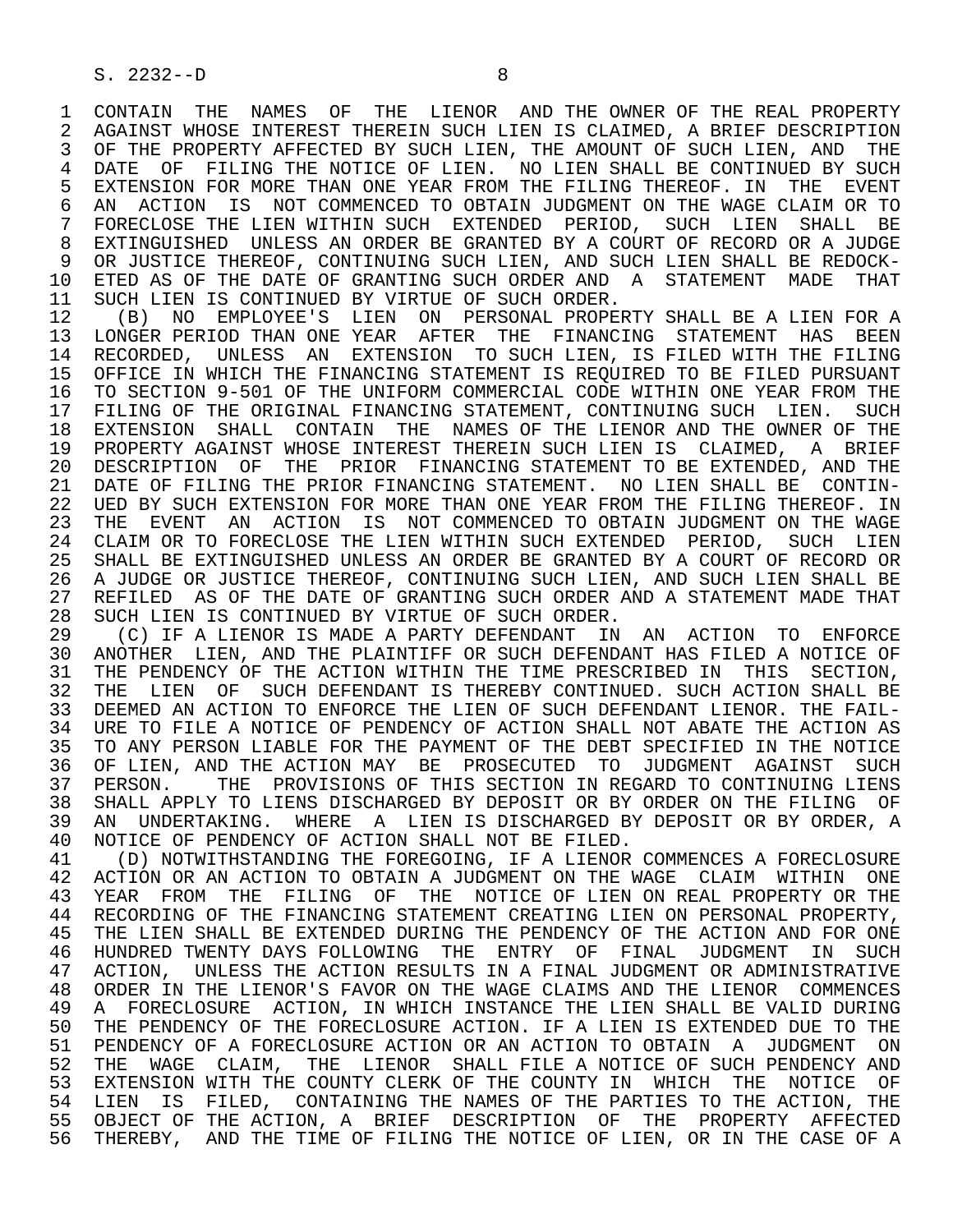CONTAIN THE NAMES OF THE LIENOR AND THE OWNER OF THE REAL PROPERTY AGAINST WHOSE INTEREST THEREIN SUCH LIEN IS CLAIMED, A BRIEF DESCRIPTION OF THE PROPERTY AFFECTED BY SUCH LIEN, THE AMOUNT OF SUCH LIEN, AND THE DATE OF FILING THE NOTICE OF LIEN. NO LIEN SHALL BE CONTINUED BY SUCH EXTENSION FOR MORE THAN ONE YEAR FROM THE FILING THEREOF. IN THE EVENT AN ACTION IS NOT COMMENCED TO OBTAIN JUDGMENT ON THE WAGE CLAIM OR TO FORECLOSE THE LIEN WITHIN SUCH EXTENDED PERIOD, SUCH LIEN SHALL BE EXTINGUISHED UNLESS AN ORDER BE GRANTED BY A COURT OF RECORD OR A JUDGE OR JUSTICE THEREOF, CONTINUING SUCH LIEN, AND SUCH LIEN SHALL BE REDOCKETED AS OF THE DATE OF GRANTING SUCH ORDER AND A STATEMENT MADE THAT SUCH LIEN IS CONTINUED BY VIRTUE OF SUCH ORDER.

(B) NO EMPLOYEE'S LIEN ON PERSONAL PROPERTY SHALL BE A LIEN FOR A LONGER PERIOD THAN ONE YEAR AFTER THE FINANCING STATEMENT HAS BEEN RECORDED, UNLESS AN EXTENSION TO SUCH LIEN, IS FILED WITH THE FILING OFFICE IN WHICH THE FINANCING STATEMENT IS REQUIRED TO BE FILED PURSUANT TO SECTION 9-501 OF THE UNIFORM COMMERCIAL CODE WITHIN ONE YEAR FROM THE FILING OF THE ORIGINAL FINANCING STATEMENT, CONTINUING SUCH LIEN. SUCH EXTENSION SHALL CONTAIN THE NAMES OF THE LIENOR AND THE OWNER OF THE PROPERTY AGAINST WHOSE INTEREST THEREIN SUCH LIEN IS CLAIMED, A BRIEF DESCRIPTION OF THE PRIOR FINANCING STATEMENT TO BE EXTENDED, AND THE DATE OF FILING THE PRIOR FINANCING STATEMENT. NO LIEN SHALL BE CONTINUED BY SUCH EXTENSION FOR MORE THAN ONE YEAR FROM THE FILING THEREOF. IN THE EVENT AN ACTION IS NOT COMMENCED TO OBTAIN JUDGMENT ON THE WAGE CLAIM OR TO FORECLOSE THE LIEN WITHIN SUCH EXTENDED PERIOD, SUCH LIEN SHALL BE EXTINGUISHED UNLESS AN ORDER BE GRANTED BY A COURT OF RECORD OR A JUDGE OR JUSTICE THEREOF, CONTINUING SUCH LIEN, AND SUCH LIEN SHALL BE REFILED AS OF THE DATE OF GRANTING SUCH ORDER AND A STATEMENT MADE THAT SUCH LIEN IS CONTINUED BY VIRTUE OF SUCH ORDER.

(C) IF A LIENOR IS MADE A PARTY DEFENDANT IN AN ACTION TO ENFORCE ANOTHER LIEN, AND THE PLAINTIFF OR SUCH DEFENDANT HAS FILED A NOTICE OF THE PENDENCY OF THE ACTION WITHIN THE TIME PRESCRIBED IN THIS SECTION, THE LIEN OF SUCH DEFENDANT IS THEREBY CONTINUED. SUCH ACTION SHALL BE DEEMED AN ACTION TO ENFORCE THE LIEN OF SUCH DEFENDANT LIENOR. THE FAILURE TO FILE A NOTICE OF PENDENCY OF ACTION SHALL NOT ABATE THE ACTION AS TO ANY PERSON LIABLE FOR THE PAYMENT OF THE DEBT SPECIFIED IN THE NOTICE OF LIEN, AND THE ACTION MAY BE PROSECUTED TO JUDGMENT AGAINST SUCH PERSON. THE PROVISIONS OF THIS SECTION IN REGARD TO CONTINUING LIENS SHALL APPLY TO LIENS DISCHARGED BY DEPOSIT OR BY ORDER ON THE FILING OF AN UNDERTAKING. WHERE A LIEN IS DISCHARGED BY DEPOSIT OR BY ORDER, A NOTICE OF PENDENCY OF ACTION SHALL NOT BE FILED.

(D) NOTWITHSTANDING THE FOREGOING, IF A LIENOR COMMENCES A FORECLOSURE ACTION OR AN ACTION TO OBTAIN A JUDGMENT ON THE WAGE CLAIM WITHIN ONE YEAR FROM THE FILING OF THE NOTICE OF LIEN ON REAL PROPERTY OR THE RECORDING OF THE FINANCING STATEMENT CREATING LIEN ON PERSONAL PROPERTY, THE LIEN SHALL BE EXTENDED DURING THE PENDENCY OF THE ACTION AND FOR ONE HUNDRED TWENTY DAYS FOLLOWING THE ENTRY OF FINAL JUDGMENT IN SUCH ACTION, UNLESS THE ACTION RESULTS IN A FINAL JUDGMENT OR ADMINISTRATIVE ORDER IN THE LIENOR'S FAVOR ON THE WAGE CLAIMS AND THE LIENOR COMMENCES A FORECLOSURE ACTION, IN WHICH INSTANCE THE LIEN SHALL BE VALID DURING THE PENDENCY OF THE FORECLOSURE ACTION. IF A LIEN IS EXTENDED DUE TO THE PENDENCY OF A FORECLOSURE ACTION OR AN ACTION TO OBTAIN A JUDGMENT ON THE WAGE CLAIM, THE LIENOR SHALL FILE A NOTICE OF SUCH PENDENCY AND EXTENSION WITH THE COUNTY CLERK OF THE COUNTY IN WHICH THE NOTICE OF LIEN IS FILED, CONTAINING THE NAMES OF THE PARTIES TO THE ACTION, THE OBJECT OF THE ACTION, A BRIEF DESCRIPTION OF THE PROPERTY AFFECTED THEREBY, AND THE TIME OF FILING THE NOTICE OF LIEN, OR IN THE CASE OF A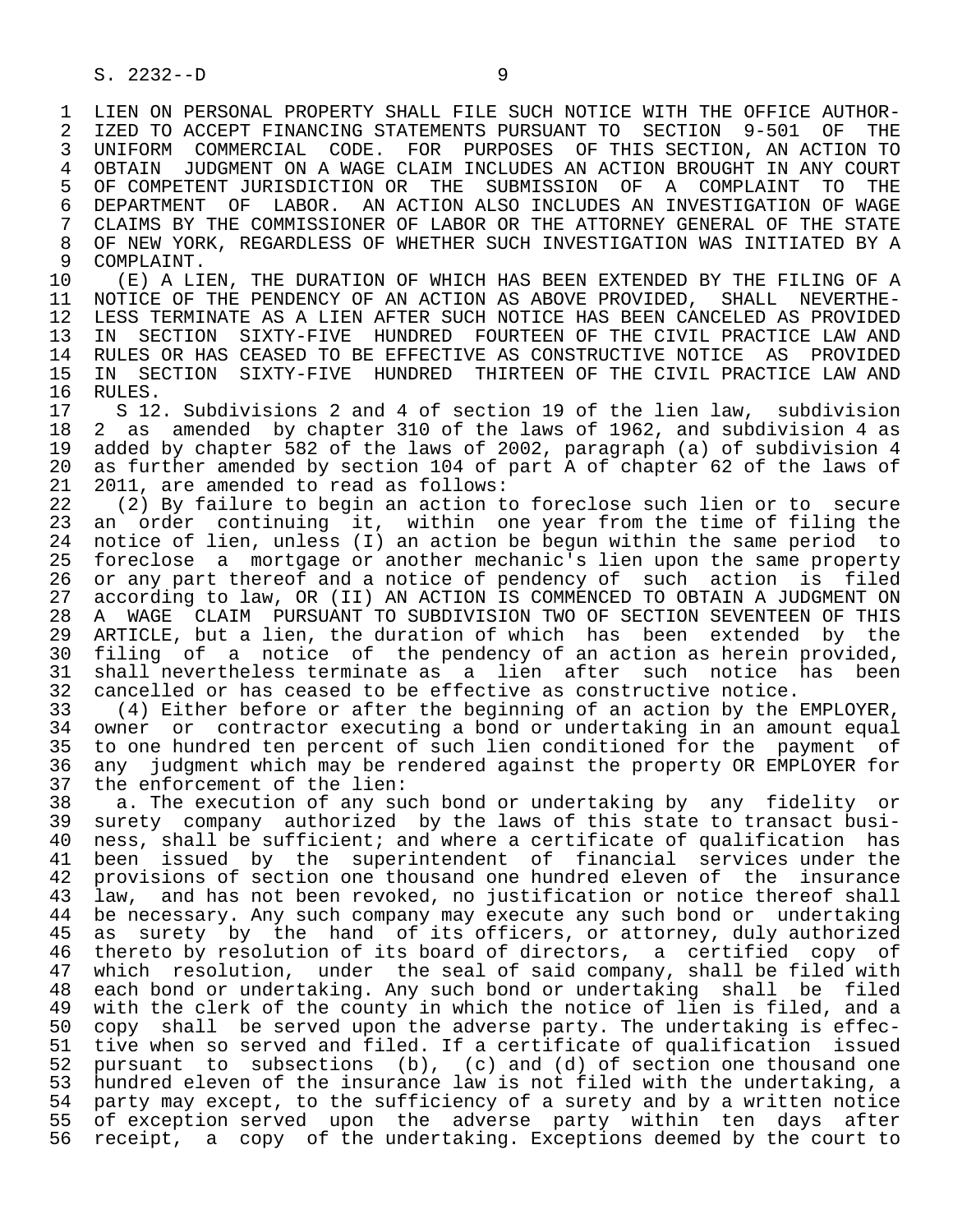LIEN ON PERSONAL PROPERTY SHALL FILE SUCH NOTICE WITH THE OFFICE AUTHORIZED TO ACCEPT FINANCING STATEMENTS PURSUANT TO SECTION 9-501 OF THE UNIFORM COMMERCIAL CODE. FOR PURPOSES OF THIS SECTION, AN ACTION TO OBTAIN JUDGMENT ON A WAGE CLAIM INCLUDES AN ACTION BROUGHT IN ANY COURT OF COMPETENT JURISDICTION OR THE SUBMISSION OF A COMPLAINT TO THE DEPARTMENT OF LABOR. AN ACTION ALSO INCLUDES AN INVESTIGATION OF WAGE CLAIMS BY THE COMMISSIONER OF LABOR OR THE ATTORNEY GENERAL OF THE STATE OF NEW YORK, REGARDLESS OF WHETHER SUCH INVESTIGATION WAS INITIATED BY A COMPLAINT.

(E) A LIEN, THE DURATION OF WHICH HAS BEEN EXTENDED BY THE FILING OF A NOTICE OF THE PENDENCY OF AN ACTION AS ABOVE PROVIDED, SHALL NEVERTHELESS TERMINATE AS A LIEN AFTER SUCH NOTICE HAS BEEN CANCELED AS PROVIDED IN SECTION SIXTY-FIVE HUNDRED FOURTEEN OF THE CIVIL PRACTICE LAW AND RULES OR HAS CEASED TO BE EFFECTIVE AS CONSTRUCTIVE NOTICE AS PROVIDED IN SECTION SIXTY-FIVE HUNDRED THIRTEEN OF THE CIVIL PRACTICE LAW AND RULES.

S 12. Subdivisions 2 and 4 of section 19 of the lien law, subdivision 2 as amended by chapter 310 of the laws of 1962, and subdivision 4 as added by chapter 582 of the laws of 2002, paragraph (a) of subdivision 4 as further amended by section 104 of part A of chapter 62 of the laws of 2011, are amended to read as follows:

(2) By failure to begin an action to foreclose such lien or to secure an order continuing it, within one year from the time of filing the notice of lien, unless (I) an action be begun within the same period to foreclose a mortgage or another mechanic's lien upon the same property or any part thereof and a notice of pendency of such action is filed according to law, OR (II) AN ACTION IS COMMENCED TO OBTAIN A JUDGMENT ON A WAGE CLAIM PURSUANT TO SUBDIVISION TWO OF SECTION SEVENTEEN OF THIS ARTICLE, but a lien, the duration of which has been extended by the filing of a notice of the pendency of an action as herein provided, shall nevertheless terminate as a lien after such notice has been cancelled or has ceased to be effective as constructive notice.

(4) Either before or after the beginning of an action by the EMPLOYER, owner or contractor executing a bond or undertaking in an amount equal to one hundred ten percent of such lien conditioned for the payment of any judgment which may be rendered against the property OR EMPLOYER for the enforcement of the lien:

a. The execution of any such bond or undertaking by any fidelity or surety company authorized by the laws of this state to transact business, shall be sufficient; and where a certificate of qualification has been issued by the superintendent of financial services under the provisions of section one thousand one hundred eleven of the insurance law, and has not been revoked, no justification or notice thereof shall be necessary. Any such company may execute any such bond or undertaking as surety by the hand of its officers, or attorney, duly authorized thereto by resolution of its board of directors, a certified copy of which resolution, under the seal of said company, shall be filed with each bond or undertaking. Any such bond or undertaking shall be filed with the clerk of the county in which the notice of lien is filed, and a copy shall be served upon the adverse party. The undertaking is effective when so served and filed. If a certificate of qualification issued pursuant to subsections (b), (c) and (d) of section one thousand one hundred eleven of the insurance law is not filed with the undertaking, a party may except, to the sufficiency of a surety and by a written notice of exception served upon the adverse party within ten days after receipt, a copy of the undertaking. Exceptions deemed by the court to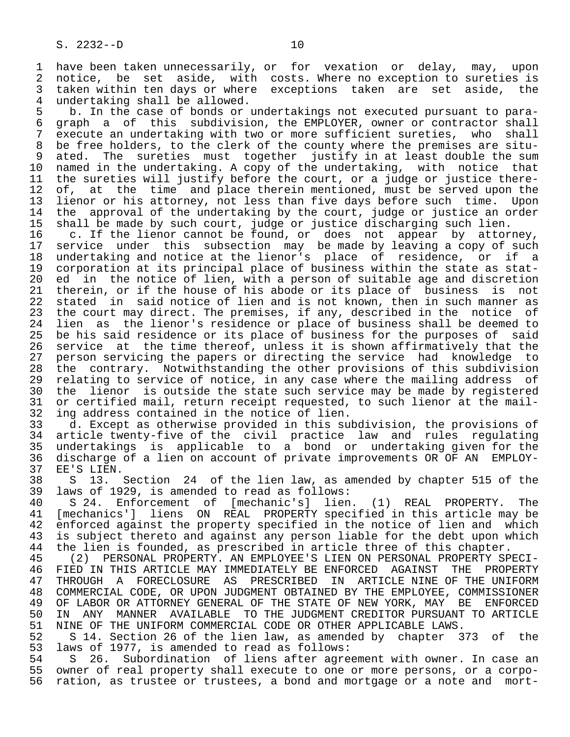have been taken unnecessarily, or for vexation or delay, may, upon notice, be set aside, with costs. Where no exception to sureties is taken within ten days or where exceptions taken are set aside, the undertaking shall be allowed.

b. In the case of bonds or undertakings not executed pursuant to paragraph a of this subdivision, the EMPLOYER, owner or contractor shall execute an undertaking with two or more sufficient sureties, who shall be free holders, to the clerk of the county where the premises are situated. The sureties must together justify in at least double the sum named in the undertaking. A copy of the undertaking, with notice that the sureties will justify before the court, or a judge or justice thereof, at the time and place therein mentioned, must be served upon the lienor or his attorney, not less than five days before such time. Upon the approval of the undertaking by the court, judge or justice an order shall be made by such court, judge or justice discharging such lien.

c. If the lienor cannot be found, or does not appear by attorney, service under this subsection may be made by leaving a copy of such undertaking and notice at the lienor's place of residence, or if a corporation at its principal place of business within the state as stated in the notice of lien, with a person of suitable age and discretion therein, or if the house of his abode or its place of business is not stated in said notice of lien and is not known, then in such manner as the court may direct. The premises, if any, described in the notice of lien as the lienor's residence or place of business shall be deemed to be his said residence or its place of business for the purposes of said service at the time thereof, unless it is shown affirmatively that the person servicing the papers or directing the service had knowledge to the contrary. Notwithstanding the other provisions of this subdivision relating to service of notice, in any case where the mailing address of the lienor is outside the state such service may be made by registered or certified mail, return receipt requested, to such lienor at the mailing address contained in the notice of lien.

d. Except as otherwise provided in this subdivision, the provisions of article twenty-five of the civil practice law and rules regulating undertakings is applicable to a bond or undertaking given for the discharge of a lien on account of private improvements OR OF AN EMPLOYEE'S LIEN.

S 13. Section 24 of the lien law, as amended by chapter 515 of the laws of 1929, is amended to read as follows:

S 24. Enforcement of [mechanic's] lien. (1) REAL PROPERTY. The [mechanics'] liens ON REAL PROPERTY specified in this article may be enforced against the property specified in the notice of lien and which is subject thereto and against any person liable for the debt upon which the lien is founded, as prescribed in article three of this chapter.

(2) PERSONAL PROPERTY. AN EMPLOYEE'S LIEN ON PERSONAL PROPERTY SPECIFIED IN THIS ARTICLE MAY IMMEDIATELY BE ENFORCED AGAINST THE PROPERTY THROUGH A FORECLOSURE AS PRESCRIBED IN ARTICLE NINE OF THE UNIFORM COMMERCIAL CODE, OR UPON JUDGMENT OBTAINED BY THE EMPLOYEE, COMMISSIONER OF LABOR OR ATTORNEY GENERAL OF THE STATE OF NEW YORK, MAY BE ENFORCED IN ANY MANNER AVAILABLE TO THE JUDGMENT CREDITOR PURSUANT TO ARTICLE NINE OF THE UNIFORM COMMERCIAL CODE OR OTHER APPLICABLE LAWS.

S 14. Section 26 of the lien law, as amended by chapter 373 of the laws of 1977, is amended to read as follows:

S 26. Subordination of liens after agreement with owner. In case an owner of real property shall execute to one or more persons, or a corporation, as trustee or trustees, a bond and mortgage or a note and mort-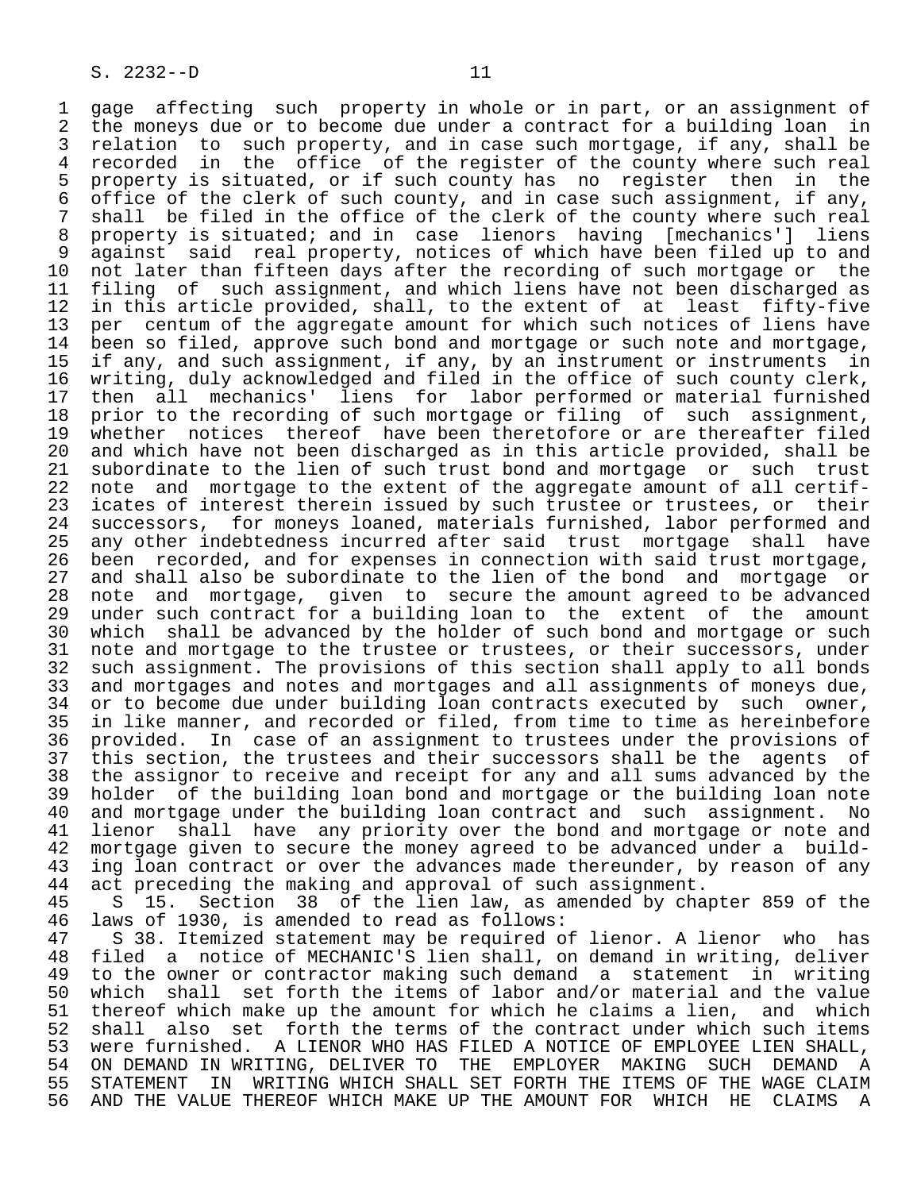gage affecting such property in whole or in part, or an assignment of the moneys due or to become due under a contract for a building loan in relation to such property, and in case such mortgage, if any, shall be recorded in the office of the register of the county where such real property is situated, or if such county has no register then in the office of the clerk of such county, and in case such assignment, if any, shall be filed in the office of the clerk of the county where such real property is situated; and in case lienors having [mechanics'] liens against said real property, notices of which have been filed up to and not later than fifteen days after the recording of such mortgage or the filing of such assignment, and which liens have not been discharged as in this article provided, shall, to the extent of at least fifty-five per centum of the aggregate amount for which such notices of liens have been so filed, approve such bond and mortgage or such note and mortgage, if any, and such assignment, if any, by an instrument or instruments in writing, duly acknowledged and filed in the office of such county clerk, then all mechanics' liens for labor performed or material furnished prior to the recording of such mortgage or filing of such assignment, whether notices thereof have been theretofore or are thereafter filed and which have not been discharged as in this article provided, shall be subordinate to the lien of such trust bond and mortgage or such trust note and mortgage to the extent of the aggregate amount of all certificates of interest therein issued by such trustee or trustees, or their successors, for moneys loaned, materials furnished, labor performed and any other indebtedness incurred after said trust mortgage shall have been recorded, and for expenses in connection with said trust mortgage, and shall also be subordinate to the lien of the bond and mortgage or note and mortgage, given to secure the amount agreed to be advanced under such contract for a building loan to the extent of the amount which shall be advanced by the holder of such bond and mortgage or such note and mortgage to the trustee or trustees, or their successors, under such assignment. The provisions of this section shall apply to all bonds and mortgages and notes and mortgages and all assignments of moneys due, or to become due under building loan contracts executed by such owner, in like manner, and recorded or filed, from time to time as hereinbefore provided. In case of an assignment to trustees under the provisions of this section, the trustees and their successors shall be the agents of the assignor to receive and receipt for any and all sums advanced by the holder of the building loan bond and mortgage or the building loan note and mortgage under the building loan contract and such assignment. No lienor shall have any priority over the bond and mortgage or note and mortgage given to secure the money agreed to be advanced under a building loan contract or over the advances made thereunder, by reason of any act preceding the making and approval of such assignment.

S 15. Section 38 of the lien law, as amended by chapter 859 of the laws of 1930, is amended to read as follows:

S 38. Itemized statement may be required of lienor. A lienor who has filed a notice of MECHANIC'S lien shall, on demand in writing, deliver to the owner or contractor making such demand a statement in writing which shall set forth the items of labor and/or material and the value thereof which make up the amount for which he claims a lien, and which shall also set forth the terms of the contract under which such items were furnished. A LIENOR WHO HAS FILED A NOTICE OF EMPLOYEE LIEN SHALL, ON DEMAND IN WRITING, DELIVER TO THE EMPLOYER MAKING SUCH DEMAND A STATEMENT IN WRITING WHICH SHALL SET FORTH THE ITEMS OF THE WAGE CLAIM AND THE VALUE THEREOF WHICH MAKE UP THE AMOUNT FOR WHICH HE CLAIMS A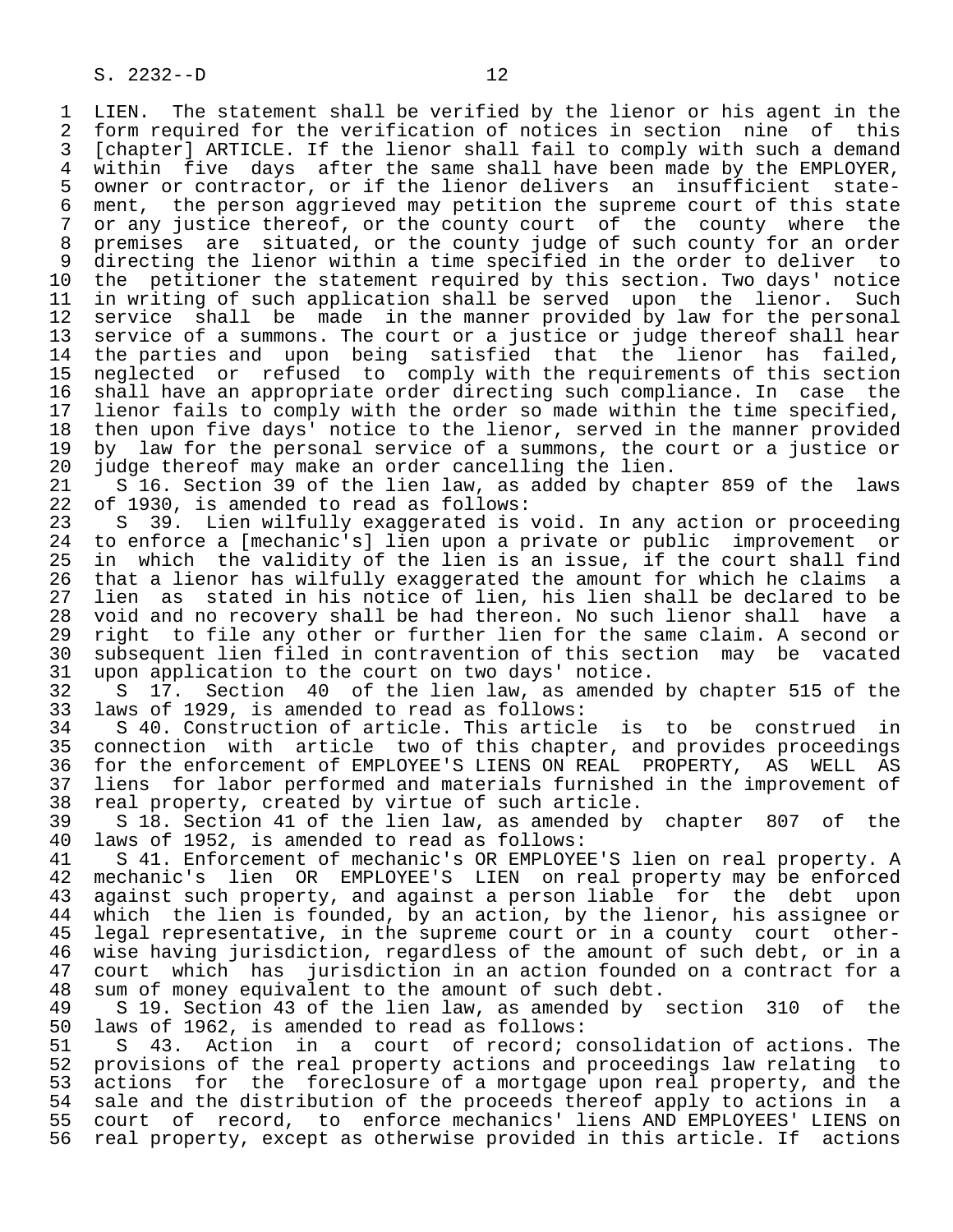LIEN. The statement shall be verified by the lienor or his agent in the form required for the verification of notices in section nine of this [chapter] ARTICLE. If the lienor shall fail to comply with such a demand within five days after the same shall have been made by the EMPLOYER, owner or contractor, or if the lienor delivers an insufficient statement, the person aggrieved may petition the supreme court of this state or any justice thereof, or the county court of the county where the premises are situated, or the county judge of such county for an order directing the lienor within a time specified in the order to deliver to the petitioner the statement required by this section. Two days' notice in writing of such application shall be served upon the lienor. Such service shall be made in the manner provided by law for the personal service of a summons. The court or a justice or judge thereof shall hear the parties and upon being satisfied that the lienor has failed, neglected or refused to comply with the requirements of this section shall have an appropriate order directing such compliance. In case the lienor fails to comply with the order so made within the time specified, then upon five days' notice to the lienor, served in the manner provided by law for the personal service of a summons, the court or a justice or judge thereof may make an order cancelling the lien.

S 16. Section 39 of the lien law, as added by chapter 859 of the laws of 1930, is amended to read as follows:

S 39. Lien wilfully exaggerated is void. In any action or proceeding to enforce a [mechanic's] lien upon a private or public improvement or in which the validity of the lien is an issue, if the court shall find that a lienor has wilfully exaggerated the amount for which he claims a lien as stated in his notice of lien, his lien shall be declared to be void and no recovery shall be had thereon. No such lienor shall have a right to file any other or further lien for the same claim. A second or subsequent lien filed in contravention of this section may be vacated upon application to the court on two days' notice.

S 17. Section 40 of the lien law, as amended by chapter 515 of the laws of 1929, is amended to read as follows:

S 40. Construction of article. This article is to be construed in connection with article two of this chapter, and provides proceedings for the enforcement of EMPLOYEE'S LIENS ON REAL PROPERTY, AS WELL AS liens for labor performed and materials furnished in the improvement of real property, created by virtue of such article.

S 18. Section 41 of the lien law, as amended by chapter 807 of the laws of 1952, is amended to read as follows:

S 41. Enforcement of mechanic's OR EMPLOYEE'S lien on real property. A mechanic's lien OR EMPLOYEE'S LIEN on real property may be enforced against such property, and against a person liable for the debt upon which the lien is founded, by an action, by the lienor, his assignee or legal representative, in the supreme court or in a county court otherwise having jurisdiction, regardless of the amount of such debt, or in a court which has jurisdiction in an action founded on a contract for a sum of money equivalent to the amount of such debt.

S 19. Section 43 of the lien law, as amended by section 310 of the laws of 1962, is amended to read as follows:

S 43. Action in a court of record; consolidation of actions. The provisions of the real property actions and proceedings law relating to actions for the foreclosure of a mortgage upon real property, and the sale and the distribution of the proceeds thereof apply to actions in a court of record, to enforce mechanics' liens AND EMPLOYEES' LIENS on real property, except as otherwise provided in this article. If actions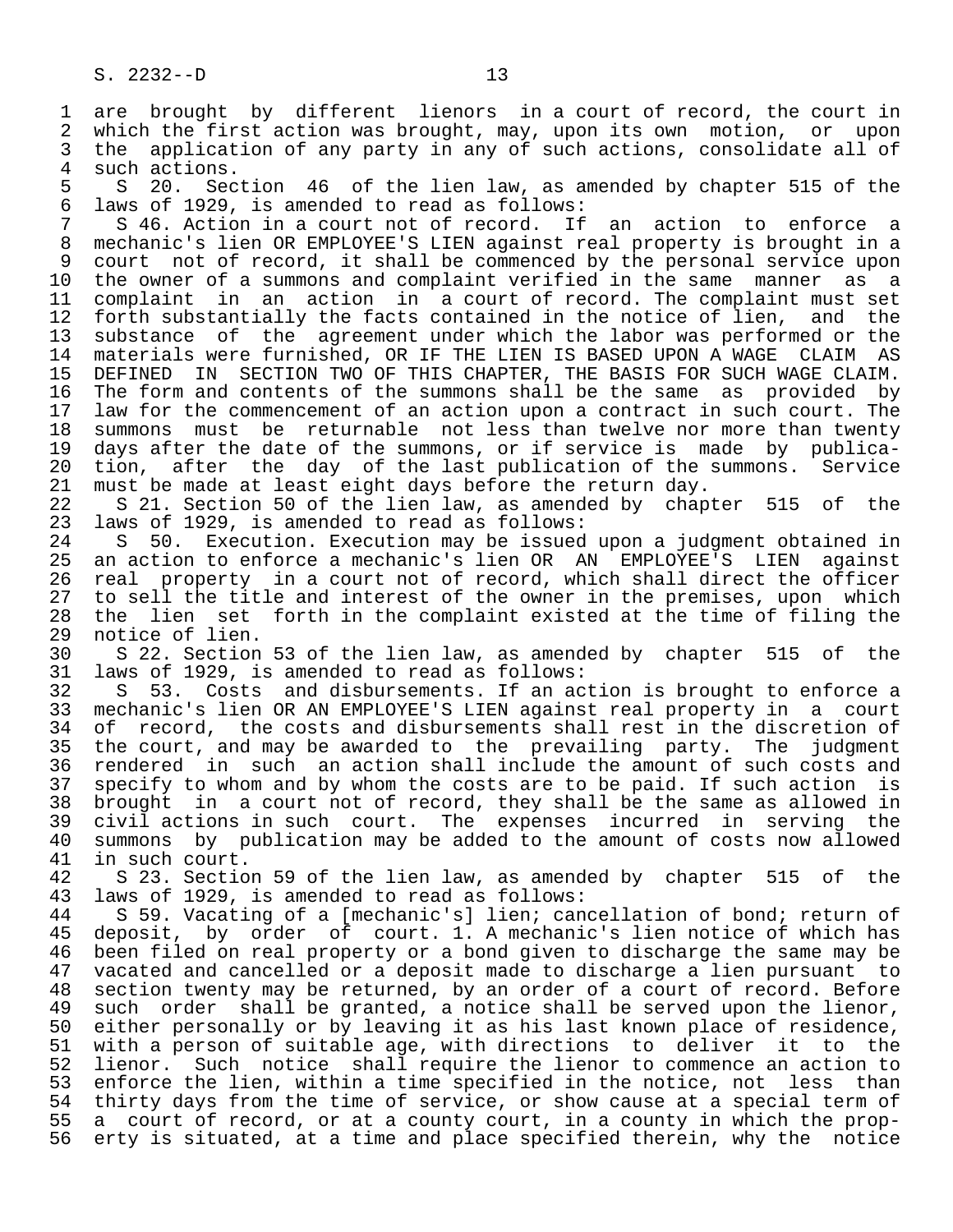are brought by different lienors in a court of record, the court in which the first action was brought, may, upon its own motion, or upon the application of any party in any of such actions, consolidate all of such actions.

S 20. Section 46 of the lien law, as amended by chapter 515 of the laws of 1929, is amended to read as follows:

S 46. Action in a court not of record. If an action to enforce a mechanic's lien OR EMPLOYEE'S LIEN against real property is brought in a court not of record, it shall be commenced by the personal service upon the owner of a summons and complaint verified in the same manner as a complaint in an action in a court of record. The complaint must set forth substantially the facts contained in the notice of lien, and the substance of the agreement under which the labor was performed or the materials were furnished, OR IF THE LIEN IS BASED UPON A WAGE CLAIM AS DEFINED IN SECTION TWO OF THIS CHAPTER, THE BASIS FOR SUCH WAGE CLAIM. The form and contents of the summons shall be the same as provided by law for the commencement of an action upon a contract in such court. The summons must be returnable not less than twelve nor more than twenty days after the date of the summons, or if service is made by publication, after the day of the last publication of the summons. Service must be made at least eight days before the return day.

S 21. Section 50 of the lien law, as amended by chapter 515 of the laws of 1929, is amended to read as follows:

S 50. Execution. Execution may be issued upon a judgment obtained in an action to enforce a mechanic's lien OR AN EMPLOYEE'S LIEN against real property in a court not of record, which shall direct the officer to sell the title and interest of the owner in the premises, upon which the lien set forth in the complaint existed at the time of filing the notice of lien.

S 22. Section 53 of the lien law, as amended by chapter 515 of the laws of 1929, is amended to read as follows:

S 53. Costs and disbursements. If an action is brought to enforce a mechanic's lien OR AN EMPLOYEE'S LIEN against real property in a court of record, the costs and disbursements shall rest in the discretion of the court, and may be awarded to the prevailing party. The judgment rendered in such an action shall include the amount of such costs and specify to whom and by whom the costs are to be paid. If such action is brought in a court not of record, they shall be the same as allowed in civil actions in such court. The expenses incurred in serving the summons by publication may be added to the amount of costs now allowed in such court.

S 23. Section 59 of the lien law, as amended by chapter 515 of the laws of 1929, is amended to read as follows:

S 59. Vacating of a [mechanic's] lien; cancellation of bond; return of deposit, by order of court. 1. A mechanic's lien notice of which has been filed on real property or a bond given to discharge the same may be vacated and cancelled or a deposit made to discharge a lien pursuant to section twenty may be returned, by an order of a court of record. Before such order shall be granted, a notice shall be served upon the lienor, either personally or by leaving it as his last known place of residence, with a person of suitable age, with directions to deliver it to the lienor. Such notice shall require the lienor to commence an action to enforce the lien, within a time specified in the notice, not less than thirty days from the time of service, or show cause at a special term of a court of record, or at a county court, in a county in which the property is situated, at a time and place specified therein, why the notice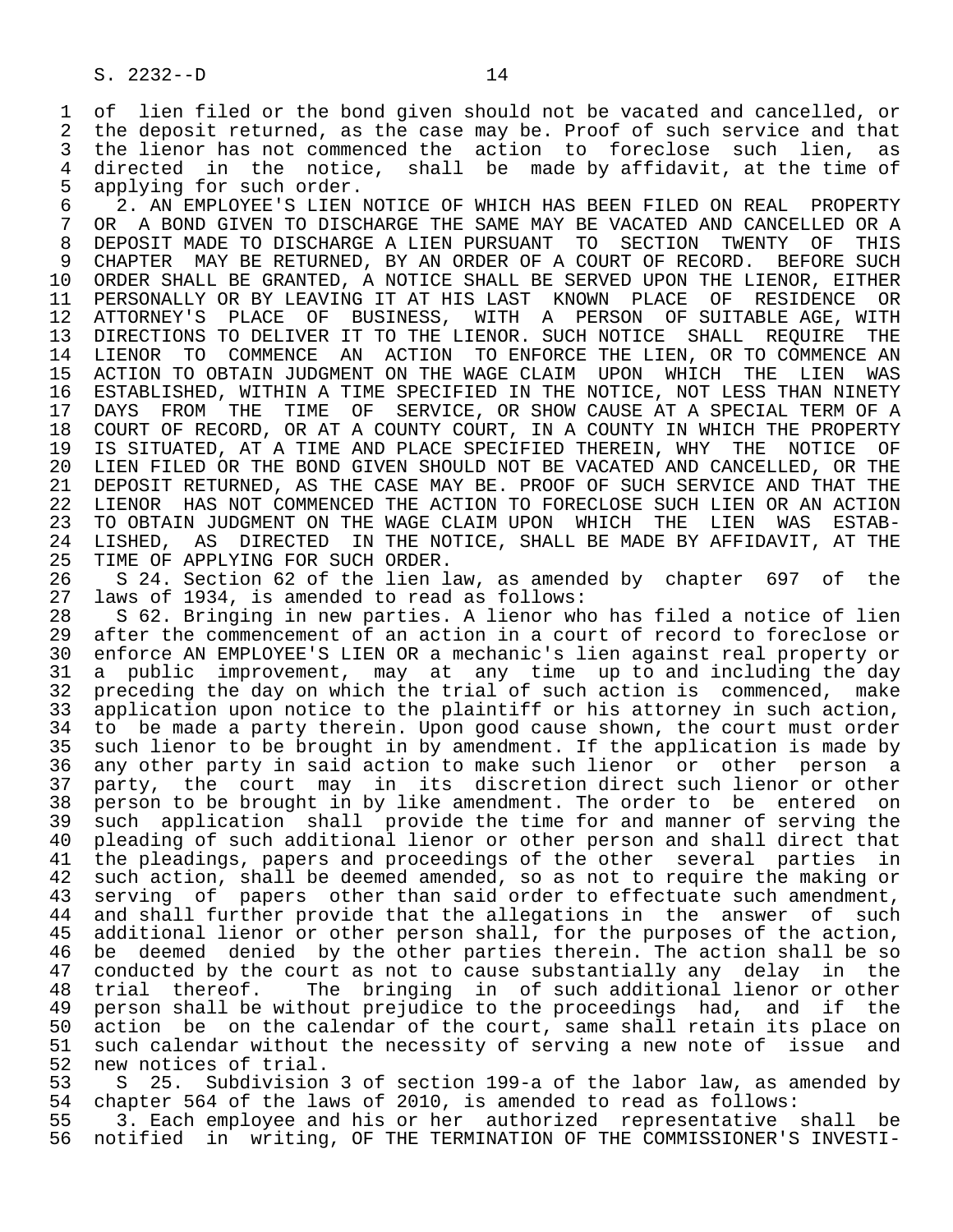of lien filed or the bond given should not be vacated and cancelled, or the deposit returned, as the case may be. Proof of such service and that the lienor has not commenced the action to foreclose such lien, as directed in the notice, shall be made by affidavit, at the time of applying for such order.

2. AN EMPLOYEE'S LIEN NOTICE OF WHICH HAS BEEN FILED ON REAL PROPERTY OR A BOND GIVEN TO DISCHARGE THE SAME MAY BE VACATED AND CANCELLED OR A DEPOSIT MADE TO DISCHARGE A LIEN PURSUANT TO SECTION TWENTY OF THIS CHAPTER MAY BE RETURNED, BY AN ORDER OF A COURT OF RECORD. BEFORE SUCH ORDER SHALL BE GRANTED, A NOTICE SHALL BE SERVED UPON THE LIENOR, EITHER PERSONALLY OR BY LEAVING IT AT HIS LAST KNOWN PLACE OF RESIDENCE OR ATTORNEY'S PLACE OF BUSINESS, WITH A PERSON OF SUITABLE AGE, WITH DIRECTIONS TO DELIVER IT TO THE LIENOR. SUCH NOTICE SHALL REQUIRE THE LIENOR TO COMMENCE AN ACTION TO ENFORCE THE LIEN, OR TO COMMENCE AN ACTION TO OBTAIN JUDGMENT ON THE WAGE CLAIM UPON WHICH THE LIEN WAS ESTABLISHED, WITHIN A TIME SPECIFIED IN THE NOTICE, NOT LESS THAN NINETY DAYS FROM THE TIME OF SERVICE, OR SHOW CAUSE AT A SPECIAL TERM OF A COURT OF RECORD, OR AT A COUNTY COURT, IN A COUNTY IN WHICH THE PROPERTY IS SITUATED, AT A TIME AND PLACE SPECIFIED THEREIN, WHY THE NOTICE OF LIEN FILED OR THE BOND GIVEN SHOULD NOT BE VACATED AND CANCELLED, OR THE DEPOSIT RETURNED, AS THE CASE MAY BE. PROOF OF SUCH SERVICE AND THAT THE LIENOR HAS NOT COMMENCED THE ACTION TO FORECLOSE SUCH LIEN OR AN ACTION TO OBTAIN JUDGMENT ON THE WAGE CLAIM UPON WHICH THE LIEN WAS ESTABLISHED, AS DIRECTED IN THE NOTICE, SHALL BE MADE BY AFFIDAVIT, AT THE TIME OF APPLYING FOR SUCH ORDER.

S 24. Section 62 of the lien law, as amended by chapter 697 of the laws of 1934, is amended to read as follows:

S 62. Bringing in new parties. A lienor who has filed a notice of lien after the commencement of an action in a court of record to foreclose or enforce AN EMPLOYEE'S LIEN OR a mechanic's lien against real property or a public improvement, may at any time up to and including the day preceding the day on which the trial of such action is commenced, make application upon notice to the plaintiff or his attorney in such action, to be made a party therein. Upon good cause shown, the court must order such lienor to be brought in by amendment. If the application is made by any other party in said action to make such lienor or other person a party, the court may in its discretion direct such lienor or other person to be brought in by like amendment. The order to be entered on such application shall provide the time for and manner of serving the pleading of such additional lienor or other person and shall direct that the pleadings, papers and proceedings of the other several parties in such action, shall be deemed amended, so as not to require the making or serving of papers other than said order to effectuate such amendment, and shall further provide that the allegations in the answer of such additional lienor or other person shall, for the purposes of the action, be deemed denied by the other parties therein. The action shall be so conducted by the court as not to cause substantially any delay in the trial thereof. The bringing in of such additional lienor or other person shall be without prejudice to the proceedings had, and if the action be on the calendar of the court, same shall retain its place on such calendar without the necessity of serving a new note of issue and new notices of trial.

S 25. Subdivision 3 of section 199-a of the labor law, as amended by chapter 564 of the laws of 2010, is amended to read as follows:

3. Each employee and his or her authorized representative shall be notified in writing, OF THE TERMINATION OF THE COMMISSIONER'S INVESTI-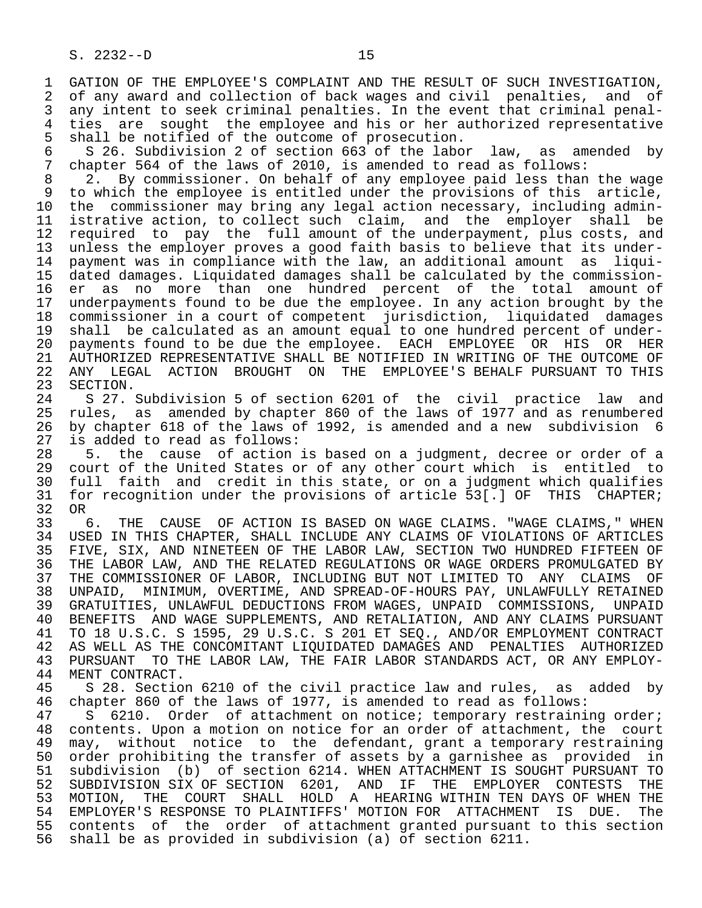GATION OF THE EMPLOYEE'S COMPLAINT AND THE RESULT OF SUCH INVESTIGATION, of any award and collection of back wages and civil penalties, and of any intent to seek criminal penalties. In the event that criminal penalties are sought the employee and his or her authorized representative shall be notified of the outcome of prosecution.

S 26. Subdivision 2 of section 663 of the labor law, as amended by chapter 564 of the laws of 2010, is amended to read as follows:

2. By commissioner. On behalf of any employee paid less than the wage to which the employee is entitled under the provisions of this article, the commissioner may bring any legal action necessary, including administrative action, to collect such claim, and the employer shall be required to pay the full amount of the underpayment, plus costs, and unless the employer proves a good faith basis to believe that its underpayment was in compliance with the law, an additional amount as liquidated damages. Liquidated damages shall be calculated by the commissioner as no more than one hundred percent of the total amount of underpayments found to be due the employee. In any action brought by the commissioner in a court of competent jurisdiction, liquidated damages shall be calculated as an amount equal to one hundred percent of underpayments found to be due the employee. EACH EMPLOYEE OR HIS OR HER AUTHORIZED REPRESENTATIVE SHALL BE NOTIFIED IN WRITING OF THE OUTCOME OF ANY LEGAL ACTION BROUGHT ON THE EMPLOYEE'S BEHALF PURSUANT TO THIS SECTION.

S 27. Subdivision 5 of section 6201 of the civil practice law and rules, as amended by chapter 860 of the laws of 1977 and as renumbered by chapter 618 of the laws of 1992, is amended and a new subdivision 6 is added to read as follows:

5. the cause of action is based on a judgment, decree or order of a court of the United States or of any other court which is entitled to full faith and credit in this state, or on a judgment which qualifies for recognition under the provisions of article 53[.] OF THIS CHAPTER; OR

6. THE CAUSE OF ACTION IS BASED ON WAGE CLAIMS. "WAGE CLAIMS," WHEN USED IN THIS CHAPTER, SHALL INCLUDE ANY CLAIMS OF VIOLATIONS OF ARTICLES FIVE, SIX, AND NINETEEN OF THE LABOR LAW, SECTION TWO HUNDRED FIFTEEN OF THE LABOR LAW, AND THE RELATED REGULATIONS OR WAGE ORDERS PROMULGATED BY THE COMMISSIONER OF LABOR, INCLUDING BUT NOT LIMITED TO ANY CLAIMS OF UNPAID, MINIMUM, OVERTIME, AND SPREAD-OF-HOURS PAY, UNLAWFULLY RETAINED GRATUITIES, UNLAWFUL DEDUCTIONS FROM WAGES, UNPAID COMMISSIONS, UNPAID BENEFITS AND WAGE SUPPLEMENTS, AND RETALIATION, AND ANY CLAIMS PURSUANT TO 18 U.S.C. S 1595, 29 U.S.C. S 201 ET SEQ., AND/OR EMPLOYMENT CONTRACT AS WELL AS THE CONCOMITANT LIQUIDATED DAMAGES AND PENALTIES AUTHORIZED PURSUANT TO THE LABOR LAW, THE FAIR LABOR STANDARDS ACT, OR ANY EMPLOYMENT CONTRACT.

S 28. Section 6210 of the civil practice law and rules, as added by chapter 860 of the laws of 1977, is amended to read as follows:

S 6210. Order of attachment on notice; temporary restraining order; contents. Upon a motion on notice for an order of attachment, the court may, without notice to the defendant, grant a temporary restraining order prohibiting the transfer of assets by a garnishee as provided in subdivision (b) of section 6214. WHEN ATTACHMENT IS SOUGHT PURSUANT TO SUBDIVISION SIX OF SECTION 6201, AND IF THE EMPLOYER CONTESTS THE MOTION, THE COURT SHALL HOLD A HEARING WITHIN TEN DAYS OF WHEN THE EMPLOYER'S RESPONSE TO PLAINTIFFS' MOTION FOR ATTACHMENT IS DUE. The contents of the order of attachment granted pursuant to this section shall be as provided in subdivision (a) of section 6211.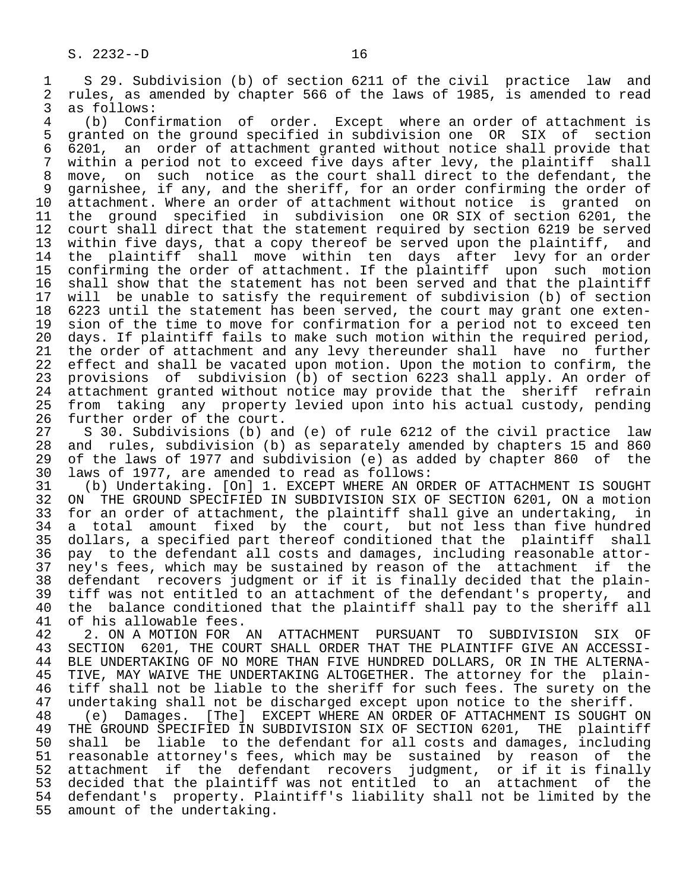S 29. Subdivision (b) of section 6211 of the civil practice law and rules, as amended by chapter 566 of the laws of 1985, is amended to read as follows:

(b) Confirmation of order. Except where an order of attachment is granted on the ground specified in subdivision one OR SIX of section 6201, an order of attachment granted without notice shall provide that within a period not to exceed five days after levy, the plaintiff shall move, on such notice as the court shall direct to the defendant, the garnishee, if any, and the sheriff, for an order confirming the order of attachment. Where an order of attachment without notice is granted on the ground specified in subdivision one OR SIX of section 6201, the court shall direct that the statement required by section 6219 be served within five days, that a copy thereof be served upon the plaintiff, and the plaintiff shall move within ten days after levy for an order confirming the order of attachment. If the plaintiff upon such motion shall show that the statement has not been served and that the plaintiff will be unable to satisfy the requirement of subdivision (b) of section 6223 until the statement has been served, the court may grant one extension of the time to move for confirmation for a period not to exceed ten days. If plaintiff fails to make such motion within the required period, the order of attachment and any levy thereunder shall have no further effect and shall be vacated upon motion. Upon the motion to confirm, the provisions of subdivision (b) of section 6223 shall apply. An order of attachment granted without notice may provide that the sheriff refrain from taking any property levied upon into his actual custody, pending further order of the court.

S 30. Subdivisions (b) and (e) of rule 6212 of the civil practice law and rules, subdivision (b) as separately amended by chapters 15 and 860 of the laws of 1977 and subdivision (e) as added by chapter 860 of the laws of 1977, are amended to read as follows:

(b) Undertaking. [On] 1. EXCEPT WHERE AN ORDER OF ATTACHMENT IS SOUGHT ON THE GROUND SPECIFIED IN SUBDIVISION SIX OF SECTION 6201, ON a motion for an order of attachment, the plaintiff shall give an undertaking, in a total amount fixed by the court, but not less than five hundred dollars, a specified part thereof conditioned that the plaintiff shall pay to the defendant all costs and damages, including reasonable attorney's fees, which may be sustained by reason of the attachment if the defendant recovers judgment or if it is finally decided that the plaintiff was not entitled to an attachment of the defendant's property, and the balance conditioned that the plaintiff shall pay to the sheriff all of his allowable fees.

2. ON A MOTION FOR AN ATTACHMENT PURSUANT TO SUBDIVISION SIX OF SECTION 6201, THE COURT SHALL ORDER THAT THE PLAINTIFF GIVE AN ACCESSIBLE UNDERTAKING OF NO MORE THAN FIVE HUNDRED DOLLARS, OR IN THE ALTERNATIVE, MAY WAIVE THE UNDERTAKING ALTOGETHER. The attorney for the plaintiff shall not be liable to the sheriff for such fees. The surety on the undertaking shall not be discharged except upon notice to the sheriff.

(e) Damages. [The] EXCEPT WHERE AN ORDER OF ATTACHMENT IS SOUGHT ON THE GROUND SPECIFIED IN SUBDIVISION SIX OF SECTION 6201, THE plaintiff shall be liable to the defendant for all costs and damages, including reasonable attorney's fees, which may be sustained by reason of the attachment if the defendant recovers judgment, or if it is finally decided that the plaintiff was not entitled to an attachment of the defendant's property. Plaintiff's liability shall not be limited by the amount of the undertaking.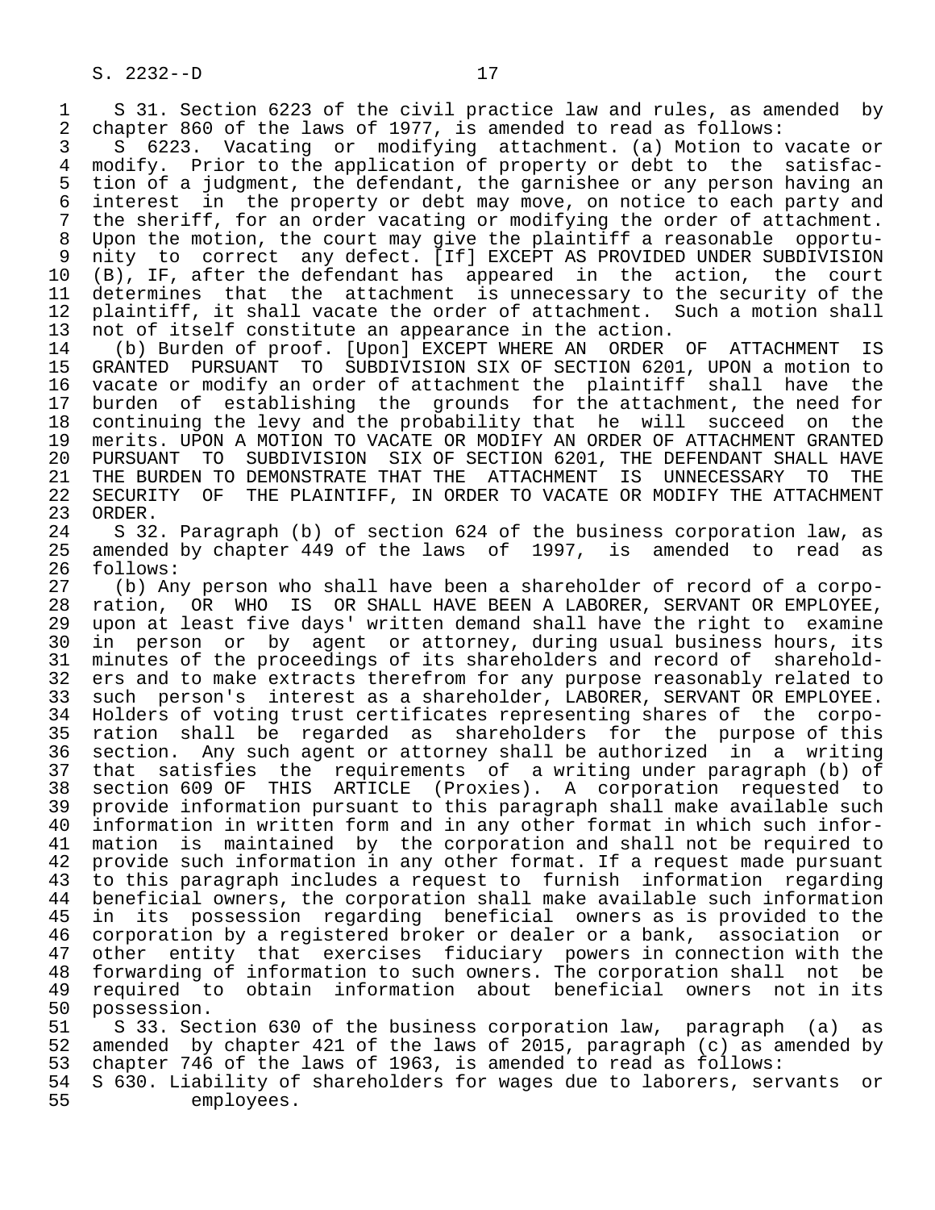S 31. Section 6223 of the civil practice law and rules, as amended by chapter 860 of the laws of 1977, is amended to read as follows:

S 6223. Vacating or modifying attachment. (a) Motion to vacate or modify. Prior to the application of property or debt to the satisfaction of a judgment, the defendant, the garnishee or any person having an interest in the property or debt may move, on notice to each party and the sheriff, for an order vacating or modifying the order of attachment. Upon the motion, the court may give the plaintiff a reasonable opportunity to correct any defect. [If] EXCEPT AS PROVIDED UNDER SUBDIVISION (B), IF, after the defendant has appeared in the action, the court determines that the attachment is unnecessary to the security of the plaintiff, it shall vacate the order of attachment. Such a motion shall not of itself constitute an appearance in the action.

(b) Burden of proof. [Upon] EXCEPT WHERE AN ORDER OF ATTACHMENT IS GRANTED PURSUANT TO SUBDIVISION SIX OF SECTION 6201, UPON a motion to vacate or modify an order of attachment the plaintiff shall have the burden of establishing the grounds for the attachment, the need for continuing the levy and the probability that he will succeed on the merits. UPON A MOTION TO VACATE OR MODIFY AN ORDER OF ATTACHMENT GRANTED PURSUANT TO SUBDIVISION SIX OF SECTION 6201, THE DEFENDANT SHALL HAVE THE BURDEN TO DEMONSTRATE THAT THE ATTACHMENT IS UNNECESSARY TO THE SECURITY OF THE PLAINTIFF, IN ORDER TO VACATE OR MODIFY THE ATTACHMENT ORDER.

S 32. Paragraph (b) of section 624 of the business corporation law, as amended by chapter 449 of the laws of 1997, is amended to read as follows:

(b) Any person who shall have been a shareholder of record of a corporation, OR WHO IS OR SHALL HAVE BEEN A LABORER, SERVANT OR EMPLOYEE, upon at least five days' written demand shall have the right to examine in person or by agent or attorney, during usual business hours, its minutes of the proceedings of its shareholders and record of shareholders and to make extracts therefrom for any purpose reasonably related to such person's interest as a shareholder, LABORER, SERVANT OR EMPLOYEE. Holders of voting trust certificates representing shares of the corporation shall be regarded as shareholders for the purpose of this section. Any such agent or attorney shall be authorized in a writing that satisfies the requirements of a writing under paragraph (b) of section 609 OF THIS ARTICLE (Proxies). A corporation requested to provide information pursuant to this paragraph shall make available such information in written form and in any other format in which such information is maintained by the corporation and shall not be required to provide such information in any other format. If a request made pursuant to this paragraph includes a request to furnish information regarding beneficial owners, the corporation shall make available such information in its possession regarding beneficial owners as is provided to the corporation by a registered broker or dealer or a bank, association or other entity that exercises fiduciary powers in connection with the forwarding of information to such owners. The corporation shall not be required to obtain information about beneficial owners not in its possession.

S 33. Section 630 of the business corporation law, paragraph (a) as amended by chapter 421 of the laws of 2015, paragraph (c) as amended by chapter 746 of the laws of 1963, is amended to read as follows:

S 630. Liability of shareholders for wages due to laborers, servants or employees.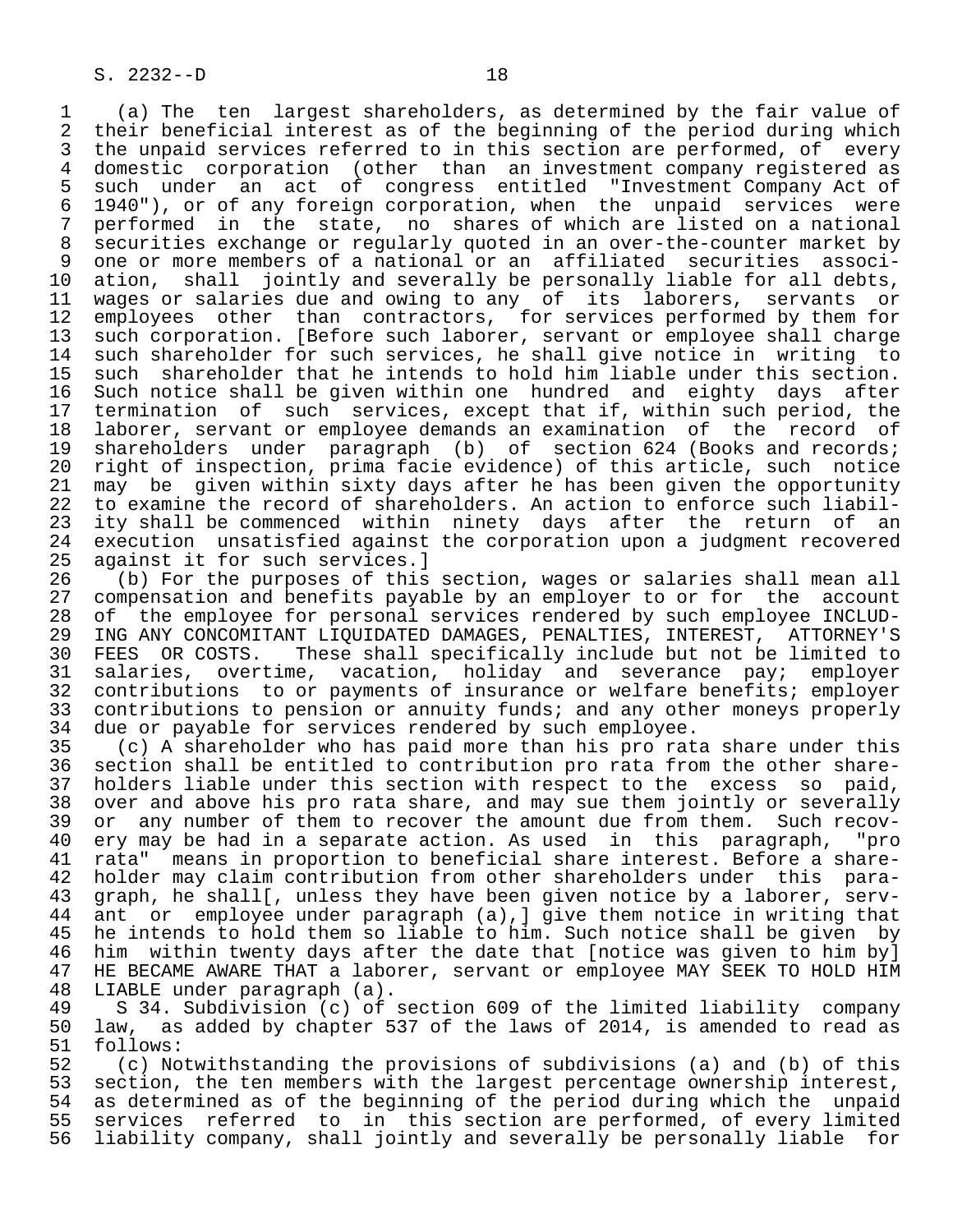(a) The ten largest shareholders, as determined by the fair value of their beneficial interest as of the beginning of the period during which the unpaid services referred to in this section are performed, of every domestic corporation (other than an investment company registered as such under an act of congress entitled "Investment Company Act of 1940"), or of any foreign corporation, when the unpaid services were performed in the state, no shares of which are listed on a national securities exchange or regularly quoted in an over-the-counter market by one or more members of a national or an affiliated securities association, shall jointly and severally be personally liable for all debts, wages or salaries due and owing to any of its laborers, servants or employees other than contractors, for services performed by them for such corporation. [Before such laborer, servant or employee shall charge such shareholder for such services, he shall give notice in writing to such shareholder that he intends to hold him liable under this section. Such notice shall be given within one hundred and eighty days after termination of such services, except that if, within such period, the laborer, servant or employee demands an examination of the record of shareholders under paragraph (b) of section 624 (Books and records; right of inspection, prima facie evidence) of this article, such notice may be given within sixty days after he has been given the opportunity to examine the record of shareholders. An action to enforce such liability shall be commenced within ninety days after the return of an execution unsatisfied against the corporation upon a judgment recovered against it for such services.]

(b) For the purposes of this section, wages or salaries shall mean all compensation and benefits payable by an employer to or for the account of the employee for personal services rendered by such employee INCLUDING ANY CONCOMITANT LIQUIDATED DAMAGES, PENALTIES, INTEREST, ATTORNEY'S FEES OR COSTS. These shall specifically include but not be limited to salaries, overtime, vacation, holiday and severance pay; employer contributions to or payments of insurance or welfare benefits; employer contributions to pension or annuity funds; and any other moneys properly due or payable for services rendered by such employee.

(c) A shareholder who has paid more than his pro rata share under this section shall be entitled to contribution pro rata from the other shareholders liable under this section with respect to the excess so paid, over and above his pro rata share, and may sue them jointly or severally or any number of them to recover the amount due from them. Such recovery may be had in a separate action. As used in this paragraph, "pro rata" means in proportion to beneficial share interest. Before a shareholder may claim contribution from other shareholders under this paragraph, he shall[, unless they have been given notice by a laborer, servant or employee under paragraph (a),] give them notice in writing that he intends to hold them so liable to him. Such notice shall be given by him within twenty days after the date that [notice was given to him by] HE BECAME AWARE THAT a laborer, servant or employee MAY SEEK TO HOLD HIM LIABLE under paragraph (a).

S 34. Subdivision (c) of section 609 of the limited liability company law, as added by chapter 537 of the laws of 2014, is amended to read as follows:

(c) Notwithstanding the provisions of subdivisions (a) and (b) of this section, the ten members with the largest percentage ownership interest, as determined as of the beginning of the period during which the unpaid services referred to in this section are performed, of every limited liability company, shall jointly and severally be personally liable for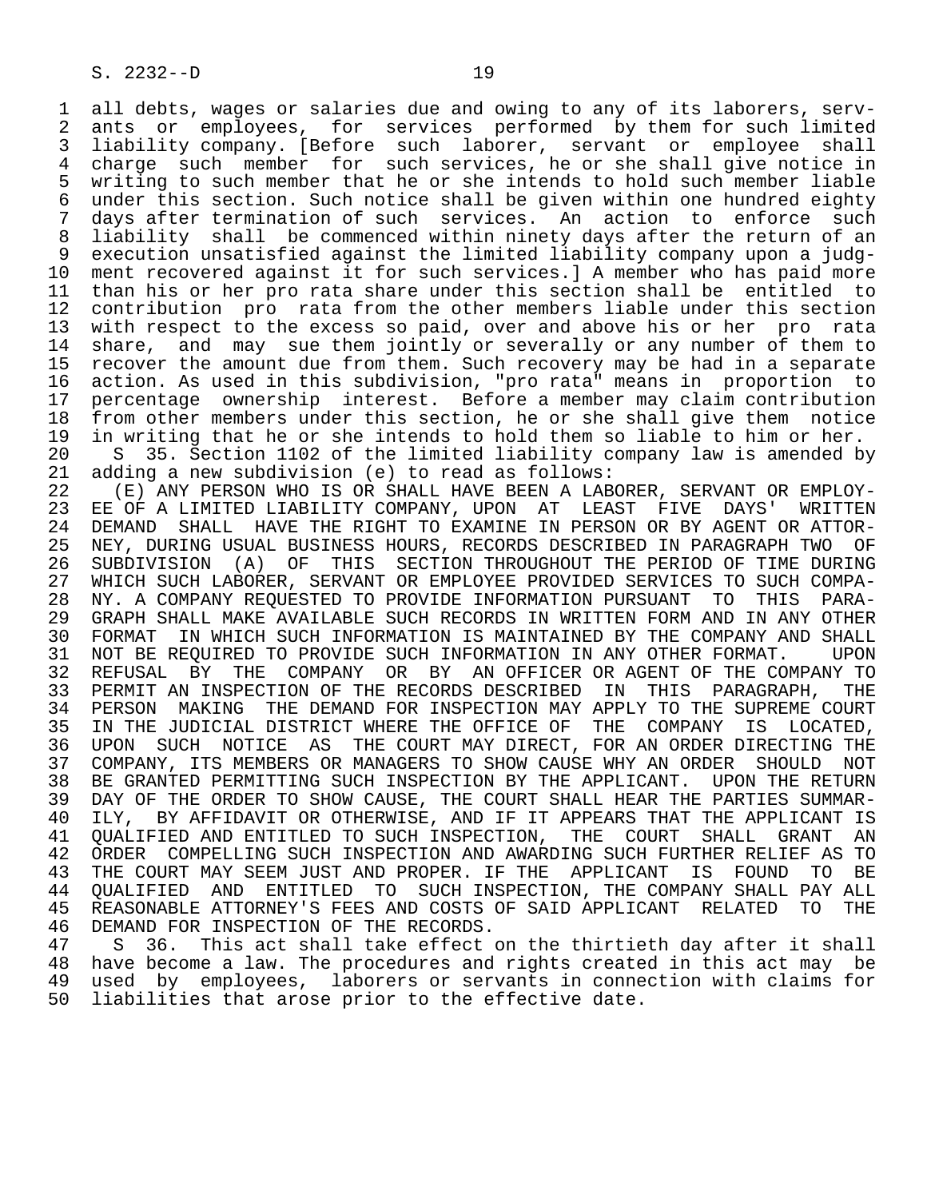all debts, wages or salaries due and owing to any of its laborers, servants or employees, for services performed by them for such limited liability company. [Before such laborer, servant or employee shall charge such member for such services, he or she shall give notice in writing to such member that he or she intends to hold such member liable under this section. Such notice shall be given within one hundred eighty days after termination of such services. An action to enforce such liability shall be commenced within ninety days after the return of an execution unsatisfied against the limited liability company upon a judgment recovered against it for such services.] A member who has paid more than his or her pro rata share under this section shall be entitled to contribution pro rata from the other members liable under this section with respect to the excess so paid, over and above his or her pro rata share, and may sue them jointly or severally or any number of them to recover the amount due from them. Such recovery may be had in a separate action. As used in this subdivision, "pro rata" means in proportion to percentage ownership interest. Before a member may claim contribution from other members under this section, he or she shall give them notice in writing that he or she intends to hold them so liable to him or her.

S 35. Section 1102 of the limited liability company law is amended by adding a new subdivision (e) to read as follows:

(E) ANY PERSON WHO IS OR SHALL HAVE BEEN A LABORER, SERVANT OR EMPLOYEE OF A LIMITED LIABILITY COMPANY, UPON AT LEAST FIVE DAYS' WRITTEN DEMAND SHALL HAVE THE RIGHT TO EXAMINE IN PERSON OR BY AGENT OR ATTORNEY, DURING USUAL BUSINESS HOURS, RECORDS DESCRIBED IN PARAGRAPH TWO OF SUBDIVISION (A) OF THIS SECTION THROUGHOUT THE PERIOD OF TIME DURING WHICH SUCH LABORER, SERVANT OR EMPLOYEE PROVIDED SERVICES TO SUCH COMPANY. A COMPANY REQUESTED TO PROVIDE INFORMATION PURSUANT TO THIS PARAGRAPH SHALL MAKE AVAILABLE SUCH RECORDS IN WRITTEN FORM AND IN ANY OTHER FORMAT IN WHICH SUCH INFORMATION IS MAINTAINED BY THE COMPANY AND SHALL NOT BE REQUIRED TO PROVIDE SUCH INFORMATION IN ANY OTHER FORMAT. UPON REFUSAL BY THE COMPANY OR BY AN OFFICER OR AGENT OF THE COMPANY TO PERMIT AN INSPECTION OF THE RECORDS DESCRIBED IN THIS PARAGRAPH, THE PERSON MAKING THE DEMAND FOR INSPECTION MAY APPLY TO THE SUPREME COURT IN THE JUDICIAL DISTRICT WHERE THE OFFICE OF THE COMPANY IS LOCATED, UPON SUCH NOTICE AS THE COURT MAY DIRECT, FOR AN ORDER DIRECTING THE COMPANY, ITS MEMBERS OR MANAGERS TO SHOW CAUSE WHY AN ORDER SHOULD NOT BE GRANTED PERMITTING SUCH INSPECTION BY THE APPLICANT. UPON THE RETURN DAY OF THE ORDER TO SHOW CAUSE, THE COURT SHALL HEAR THE PARTIES SUMMARILY, BY AFFIDAVIT OR OTHERWISE, AND IF IT APPEARS THAT THE APPLICANT IS QUALIFIED AND ENTITLED TO SUCH INSPECTION, THE COURT SHALL GRANT AN ORDER COMPELLING SUCH INSPECTION AND AWARDING SUCH FURTHER RELIEF AS TO THE COURT MAY SEEM JUST AND PROPER. IF THE APPLICANT IS FOUND TO BE QUALIFIED AND ENTITLED TO SUCH INSPECTION, THE COMPANY SHALL PAY ALL REASONABLE ATTORNEY'S FEES AND COSTS OF SAID APPLICANT RELATED TO THE DEMAND FOR INSPECTION OF THE RECORDS.

S 36. This act shall take effect on the thirtieth day after it shall have become a law. The procedures and rights created in this act may be used by employees, laborers or servants in connection with claims for liabilities that arose prior to the effective date.